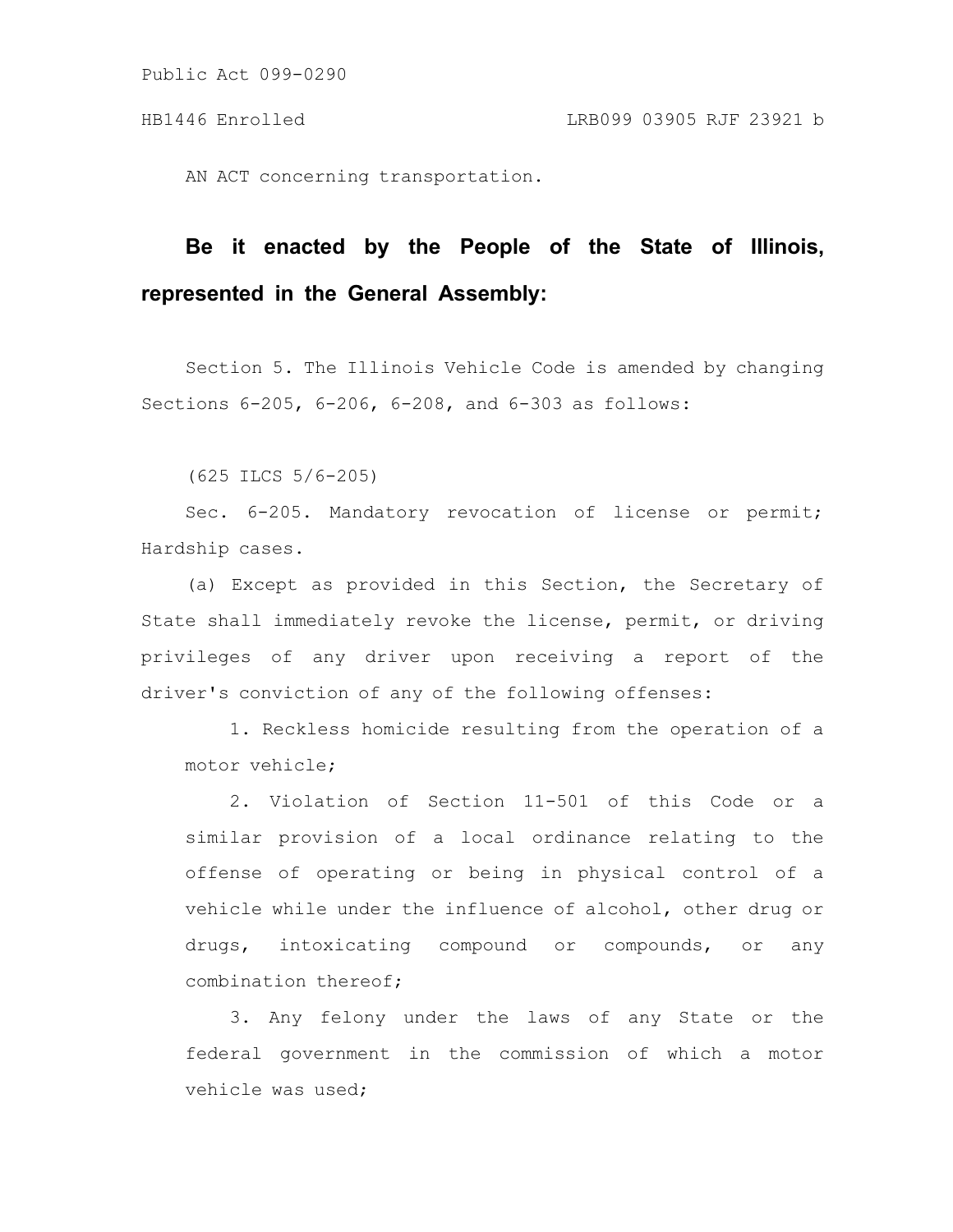Public Act 099-0290

HB1446 Enrolled LRB099 03905 RJF 23921 b

AN ACT concerning transportation.

**Be it enacted by the People of the State of Illinois, represented in the General Assembly:**

Section 5. The Illinois Vehicle Code is amended by changing Sections 6-205, 6-206, 6-208, and 6-303 as follows:

(625 ILCS 5/6-205)

Sec. 6-205. Mandatory revocation of license or permit; Hardship cases.

(a) Except as provided in this Section, the Secretary of State shall immediately revoke the license, permit, or driving privileges of any driver upon receiving a report of the driver's conviction of any of the following offenses:

1. Reckless homicide resulting from the operation of a motor vehicle;

2. Violation of Section 11-501 of this Code or a similar provision of a local ordinance relating to the offense of operating or being in physical control of a vehicle while under the influence of alcohol, other drug or drugs, intoxicating compound or compounds, or any combination thereof;

3. Any felony under the laws of any State or the federal government in the commission of which a motor vehicle was used;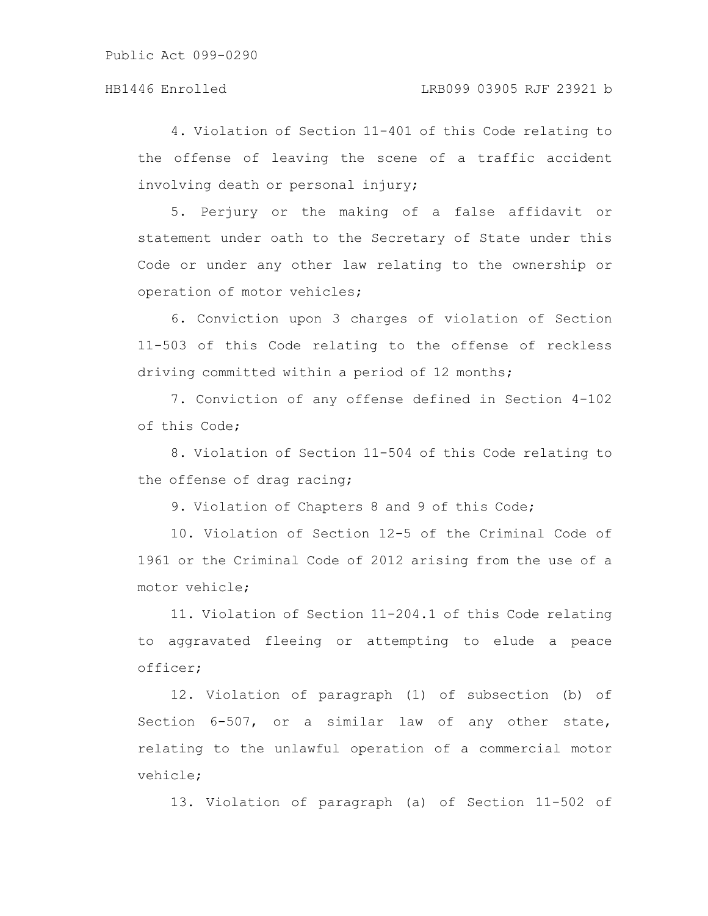4. Violation of Section 11-401 of this Code relating to the offense of leaving the scene of a traffic accident involving death or personal injury;

5. Perjury or the making of a false affidavit or statement under oath to the Secretary of State under this Code or under any other law relating to the ownership or operation of motor vehicles;

6. Conviction upon 3 charges of violation of Section 11-503 of this Code relating to the offense of reckless driving committed within a period of 12 months;

7. Conviction of any offense defined in Section 4-102 of this Code;

8. Violation of Section 11-504 of this Code relating to the offense of drag racing;

9. Violation of Chapters 8 and 9 of this Code;

10. Violation of Section 12-5 of the Criminal Code of 1961 or the Criminal Code of 2012 arising from the use of a motor vehicle;

11. Violation of Section 11-204.1 of this Code relating to aggravated fleeing or attempting to elude a peace officer;

12. Violation of paragraph (1) of subsection (b) of Section 6-507, or a similar law of any other state, relating to the unlawful operation of a commercial motor vehicle;

13. Violation of paragraph (a) of Section 11-502 of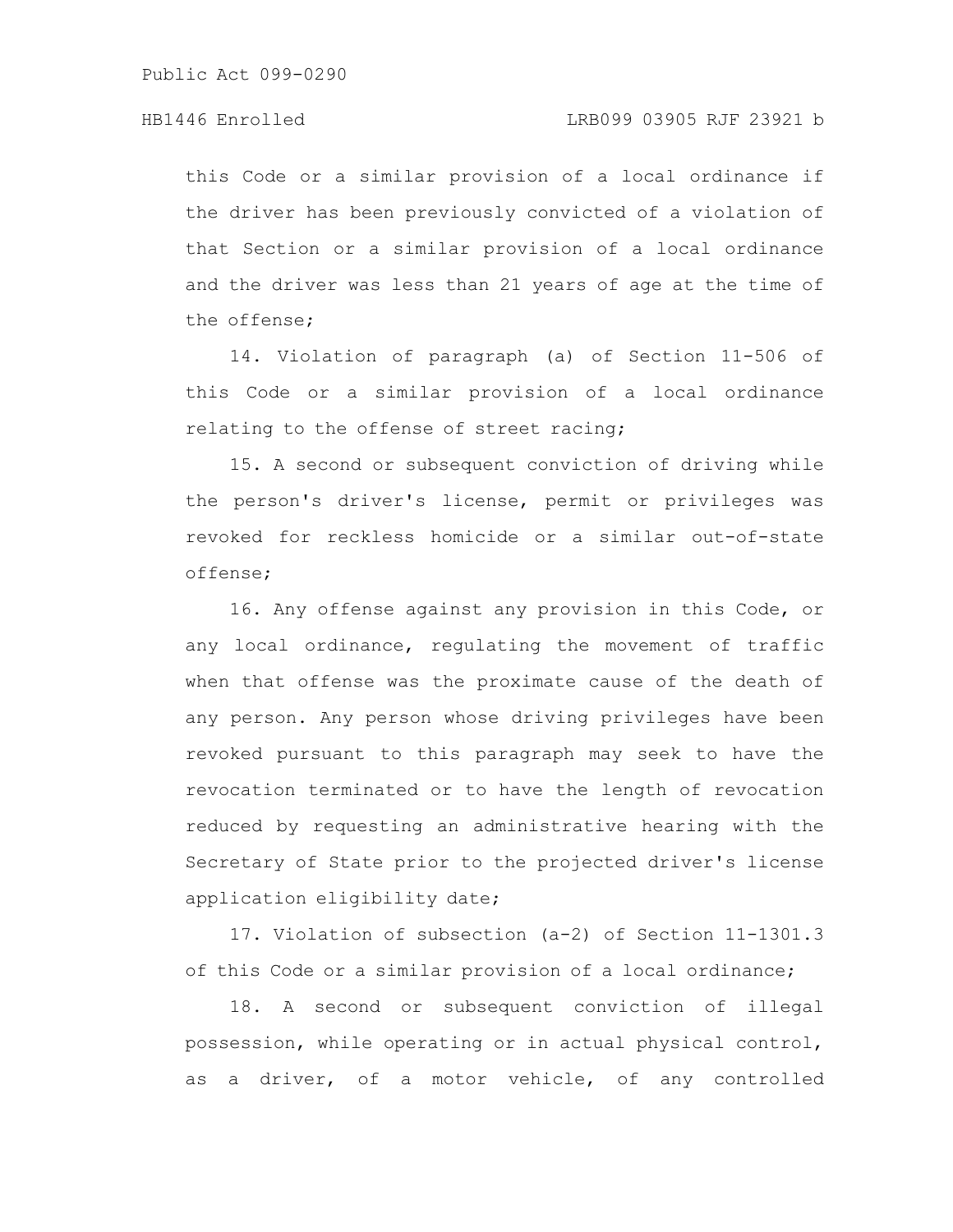this Code or a similar provision of a local ordinance if the driver has been previously convicted of a violation of that Section or a similar provision of a local ordinance and the driver was less than 21 years of age at the time of the offense;

14. Violation of paragraph (a) of Section 11-506 of this Code or a similar provision of a local ordinance relating to the offense of street racing;

15. A second or subsequent conviction of driving while the person's driver's license, permit or privileges was revoked for reckless homicide or a similar out-of-state offense;

16. Any offense against any provision in this Code, or any local ordinance, regulating the movement of traffic when that offense was the proximate cause of the death of any person. Any person whose driving privileges have been revoked pursuant to this paragraph may seek to have the revocation terminated or to have the length of revocation reduced by requesting an administrative hearing with the Secretary of State prior to the projected driver's license application eligibility date;

17. Violation of subsection (a-2) of Section 11-1301.3 of this Code or a similar provision of a local ordinance;

18. A second or subsequent conviction of illegal possession, while operating or in actual physical control, as a driver, of a motor vehicle, of any controlled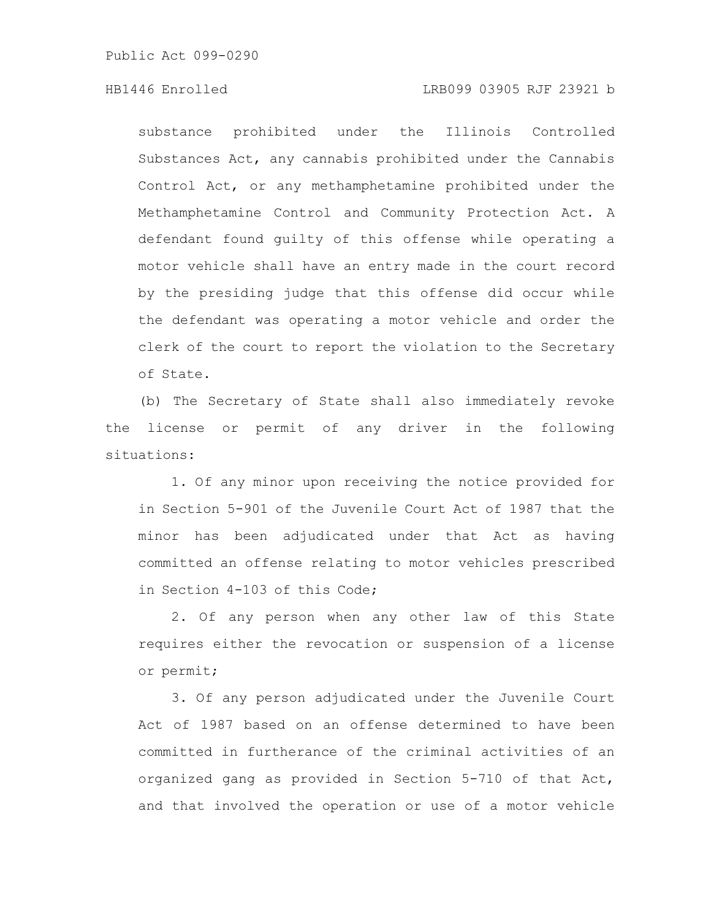substance prohibited under the Illinois Controlled Substances Act, any cannabis prohibited under the Cannabis Control Act, or any methamphetamine prohibited under the Methamphetamine Control and Community Protection Act. A defendant found guilty of this offense while operating a motor vehicle shall have an entry made in the court record by the presiding judge that this offense did occur while the defendant was operating a motor vehicle and order the clerk of the court to report the violation to the Secretary of State.

(b) The Secretary of State shall also immediately revoke the license or permit of any driver in the following situations:

1. Of any minor upon receiving the notice provided for in Section 5-901 of the Juvenile Court Act of 1987 that the minor has been adjudicated under that Act as having committed an offense relating to motor vehicles prescribed in Section 4-103 of this Code;

2. Of any person when any other law of this State requires either the revocation or suspension of a license or permit;

3. Of any person adjudicated under the Juvenile Court Act of 1987 based on an offense determined to have been committed in furtherance of the criminal activities of an organized gang as provided in Section 5-710 of that Act, and that involved the operation or use of a motor vehicle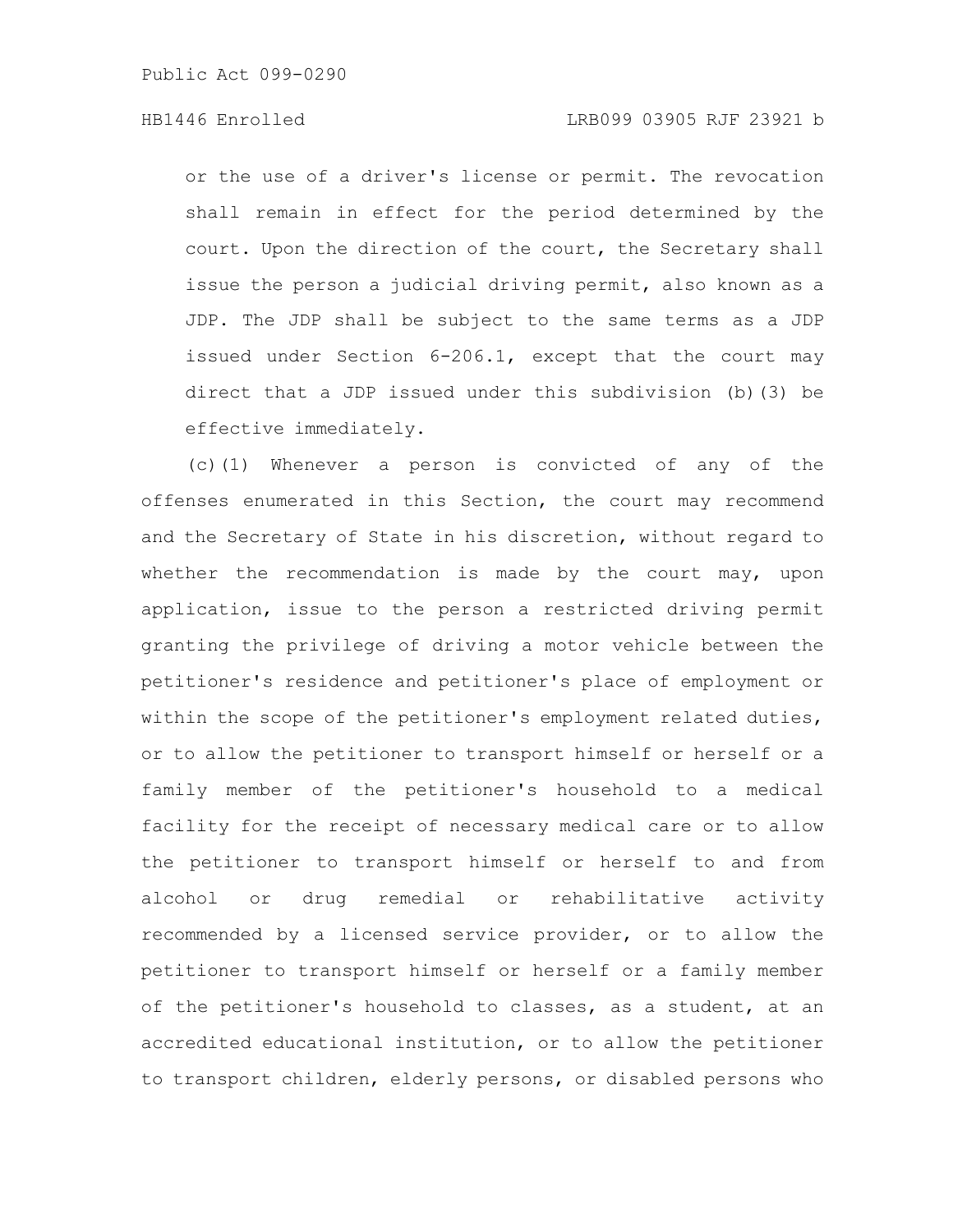or the use of a driver's license or permit. The revocation shall remain in effect for the period determined by the court. Upon the direction of the court, the Secretary shall issue the person a judicial driving permit, also known as a JDP. The JDP shall be subject to the same terms as a JDP issued under Section 6-206.1, except that the court may direct that a JDP issued under this subdivision (b)(3) be effective immediately.

(c)(1) Whenever a person is convicted of any of the offenses enumerated in this Section, the court may recommend and the Secretary of State in his discretion, without regard to whether the recommendation is made by the court may, upon application, issue to the person a restricted driving permit granting the privilege of driving a motor vehicle between the petitioner's residence and petitioner's place of employment or within the scope of the petitioner's employment related duties, or to allow the petitioner to transport himself or herself or a family member of the petitioner's household to a medical facility for the receipt of necessary medical care or to allow the petitioner to transport himself or herself to and from alcohol or drug remedial or rehabilitative activity recommended by a licensed service provider, or to allow the petitioner to transport himself or herself or a family member of the petitioner's household to classes, as a student, at an accredited educational institution, or to allow the petitioner to transport children, elderly persons, or disabled persons who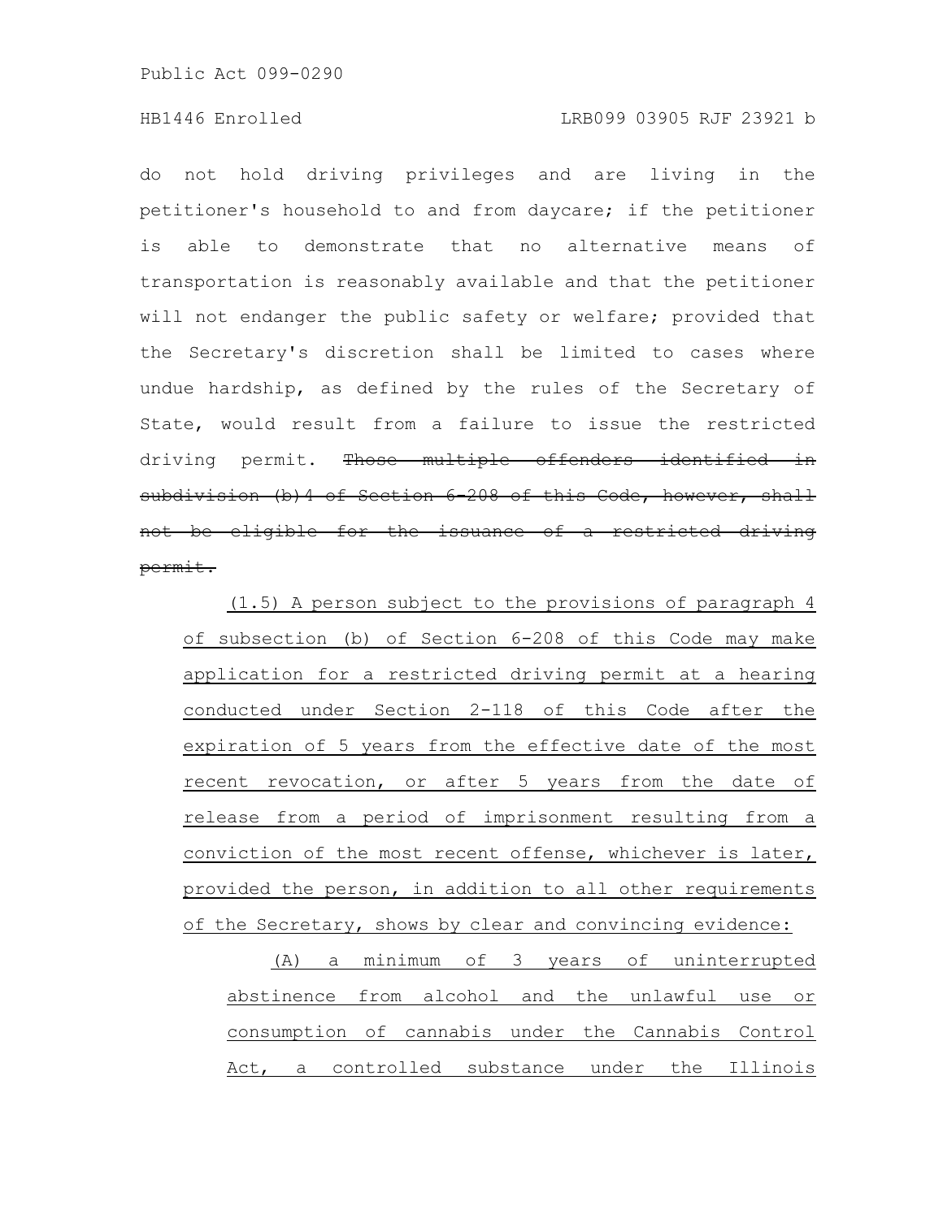do not hold driving privileges and are living in the petitioner's household to and from daycare; if the petitioner is able to demonstrate that no alternative means of transportation is reasonably available and that the petitioner will not endanger the public safety or welfare; provided that the Secretary's discretion shall be limited to cases where undue hardship, as defined by the rules of the Secretary of State, would result from a failure to issue the restricted driving permit. ~~Those multiple offenders identified in subdivision (b)4 of Section 6-208 of this Code, however, shall not be eligible for the issuance of a restricted driving permit.~~

(1.5) A person subject to the provisions of paragraph 4 of subsection (b) of Section 6-208 of this Code may make application for a restricted driving permit at a hearing conducted under Section 2-118 of this Code after the expiration of 5 years from the effective date of the most recent revocation, or after 5 years from the date of release from a period of imprisonment resulting from a conviction of the most recent offense, whichever is later, provided the person, in addition to all other requirements of the Secretary, shows by clear and convincing evidence:

(A) a minimum of 3 years of uninterrupted abstinence from alcohol and the unlawful use or consumption of cannabis under the Cannabis Control Act, a controlled substance under the Illinois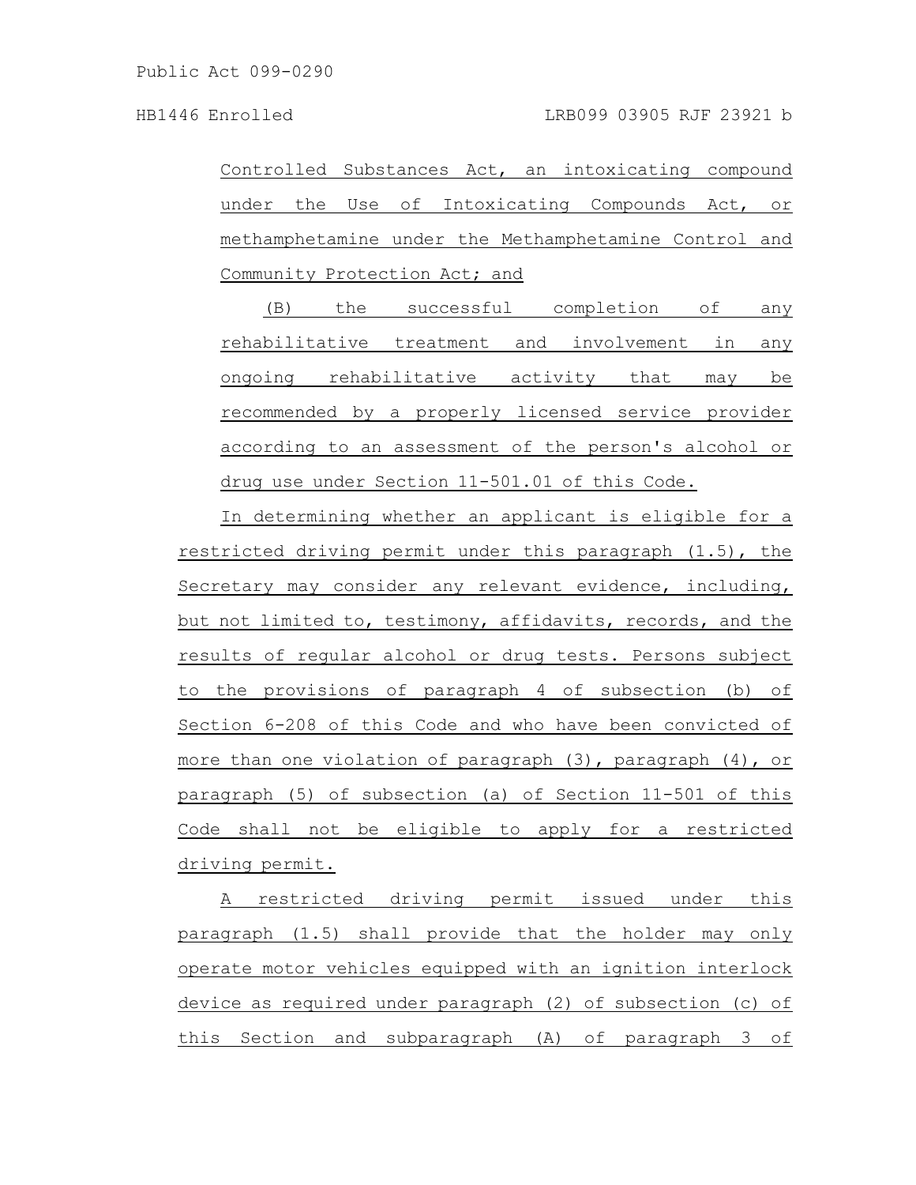Controlled Substances Act, an intoxicating compound under the Use of Intoxicating Compounds Act, or methamphetamine under the Methamphetamine Control and Community Protection Act; and

(B) the successful completion of any rehabilitative treatment and involvement in any ongoing rehabilitative activity that may be recommended by a properly licensed service provider according to an assessment of the person's alcohol or drug use under Section 11-501.01 of this Code.

In determining whether an applicant is eligible for a restricted driving permit under this paragraph (1.5), the Secretary may consider any relevant evidence, including, but not limited to, testimony, affidavits, records, and the results of regular alcohol or drug tests. Persons subject to the provisions of paragraph 4 of subsection (b) of Section 6-208 of this Code and who have been convicted of more than one violation of paragraph (3), paragraph (4), or paragraph (5) of subsection (a) of Section 11-501 of this Code shall not be eligible to apply for a restricted driving permit.

A restricted driving permit issued under this paragraph (1.5) shall provide that the holder may only operate motor vehicles equipped with an ignition interlock device as required under paragraph (2) of subsection (c) of this Section and subparagraph (A) of paragraph 3 of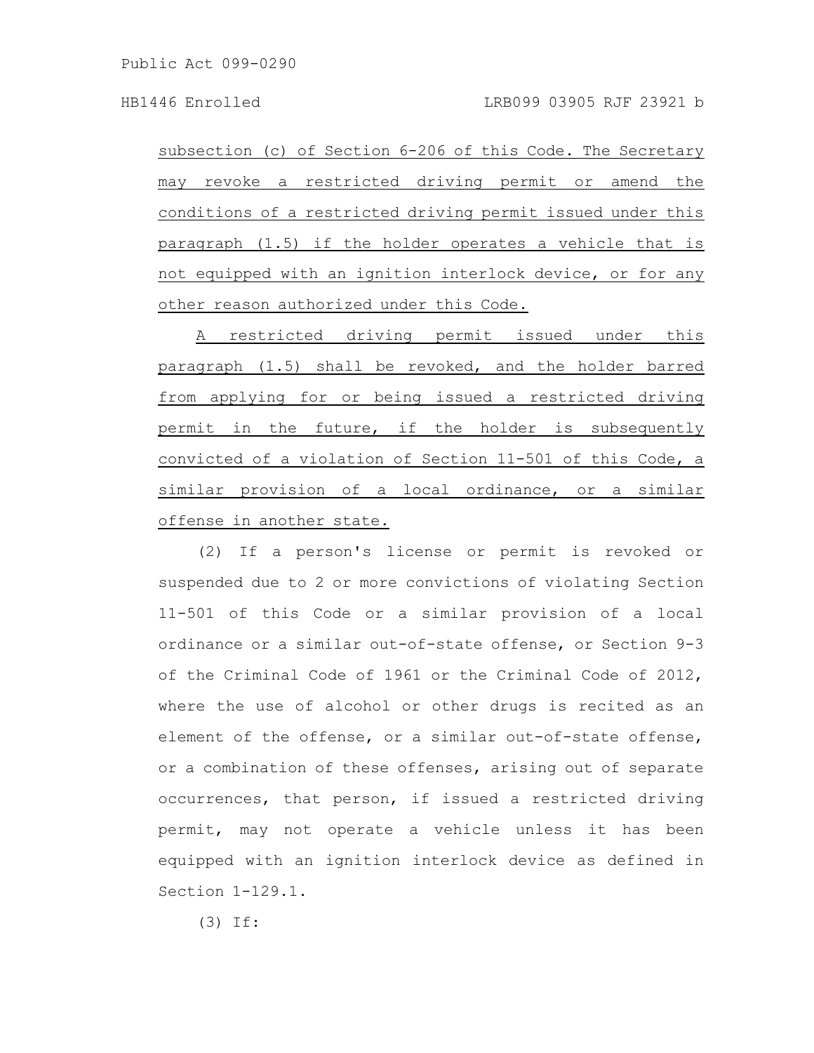subsection (c) of Section 6-206 of this Code. The Secretary may revoke a restricted driving permit or amend the conditions of a restricted driving permit issued under this paragraph (1.5) if the holder operates a vehicle that is not equipped with an ignition interlock device, or for any other reason authorized under this Code.

A restricted driving permit issued under this paragraph (1.5) shall be revoked, and the holder barred from applying for or being issued a restricted driving permit in the future, if the holder is subsequently convicted of a violation of Section 11-501 of this Code, a similar provision of a local ordinance, or a similar offense in another state.

(2) If a person's license or permit is revoked or suspended due to 2 or more convictions of violating Section 11-501 of this Code or a similar provision of a local ordinance or a similar out-of-state offense, or Section 9-3 of the Criminal Code of 1961 or the Criminal Code of 2012, where the use of alcohol or other drugs is recited as an element of the offense, or a similar out-of-state offense, or a combination of these offenses, arising out of separate occurrences, that person, if issued a restricted driving permit, may not operate a vehicle unless it has been equipped with an ignition interlock device as defined in Section 1-129.1.

(3) If: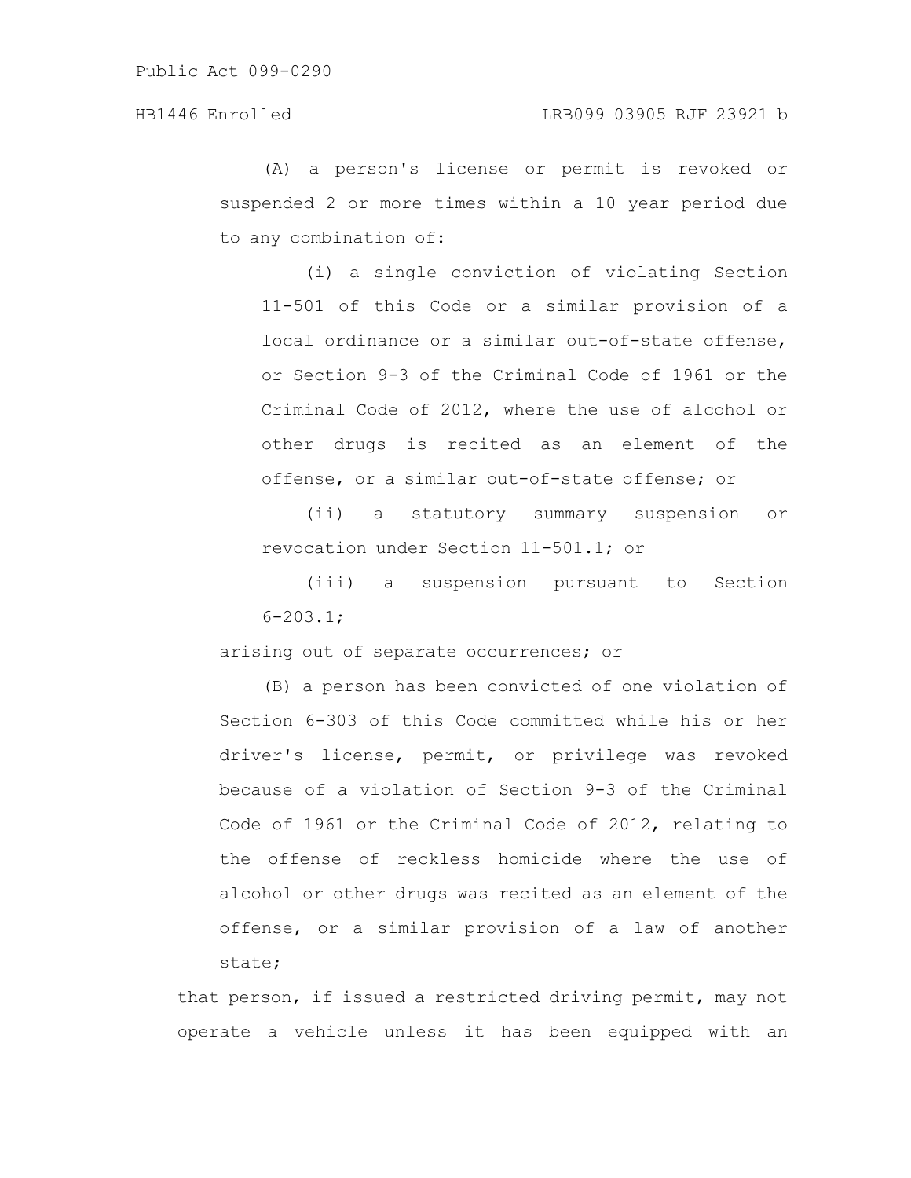(A) a person's license or permit is revoked or suspended 2 or more times within a 10 year period due to any combination of:

(i) a single conviction of violating Section 11-501 of this Code or a similar provision of a local ordinance or a similar out-of-state offense, or Section 9-3 of the Criminal Code of 1961 or the Criminal Code of 2012, where the use of alcohol or other drugs is recited as an element of the offense, or a similar out-of-state offense; or

(ii) a statutory summary suspension or revocation under Section 11-501.1; or

(iii) a suspension pursuant to Section 6-203.1;

arising out of separate occurrences; or

(B) a person has been convicted of one violation of Section 6-303 of this Code committed while his or her driver's license, permit, or privilege was revoked because of a violation of Section 9-3 of the Criminal Code of 1961 or the Criminal Code of 2012, relating to the offense of reckless homicide where the use of alcohol or other drugs was recited as an element of the offense, or a similar provision of a law of another state;

that person, if issued a restricted driving permit, may not operate a vehicle unless it has been equipped with an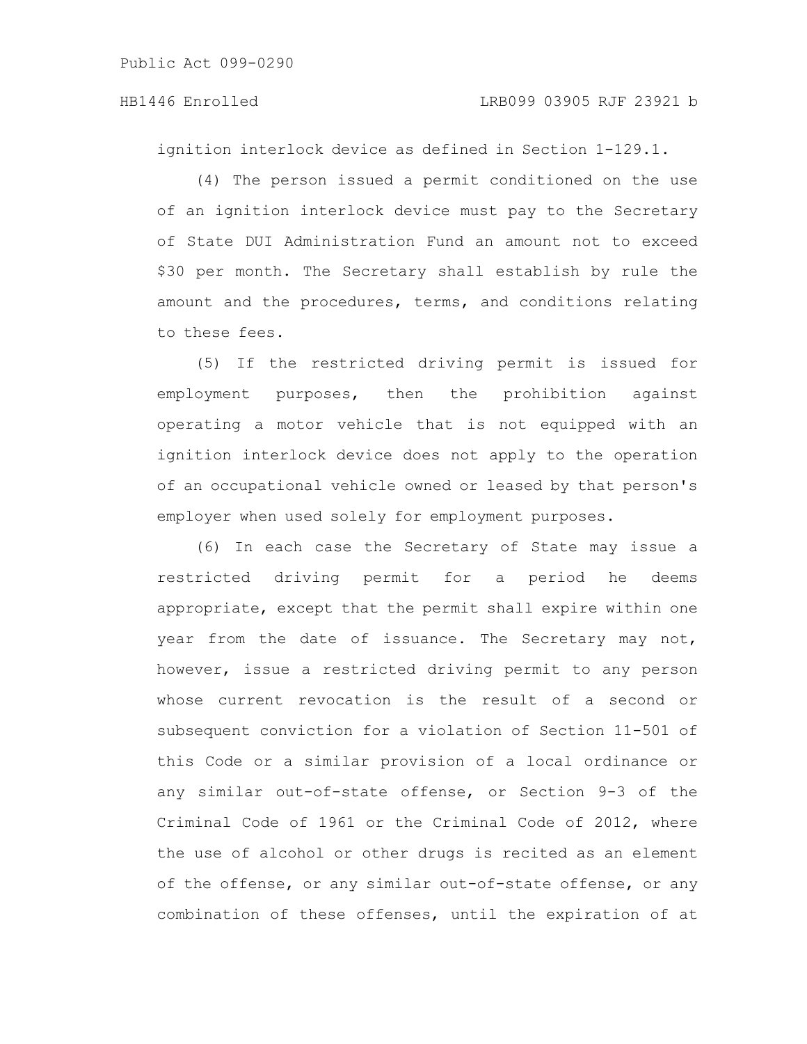ignition interlock device as defined in Section 1-129.1.

(4) The person issued a permit conditioned on the use of an ignition interlock device must pay to the Secretary of State DUI Administration Fund an amount not to exceed $30 per month. The Secretary shall establish by rule the amount and the procedures, terms, and conditions relating to these fees.

(5) If the restricted driving permit is issued for employment purposes, then the prohibition against operating a motor vehicle that is not equipped with an ignition interlock device does not apply to the operation of an occupational vehicle owned or leased by that person's employer when used solely for employment purposes.

(6) In each case the Secretary of State may issue a restricted driving permit for a period he deems appropriate, except that the permit shall expire within one year from the date of issuance. The Secretary may not, however, issue a restricted driving permit to any person whose current revocation is the result of a second or subsequent conviction for a violation of Section 11-501 of this Code or a similar provision of a local ordinance or any similar out-of-state offense, or Section 9-3 of the Criminal Code of 1961 or the Criminal Code of 2012, where the use of alcohol or other drugs is recited as an element of the offense, or any similar out-of-state offense, or any combination of these offenses, until the expiration of at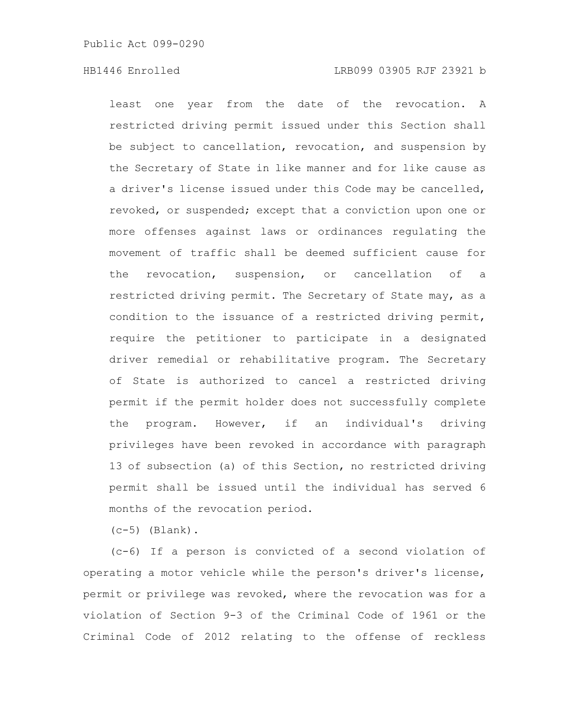least one year from the date of the revocation. A restricted driving permit issued under this Section shall be subject to cancellation, revocation, and suspension by the Secretary of State in like manner and for like cause as a driver's license issued under this Code may be cancelled, revoked, or suspended; except that a conviction upon one or more offenses against laws or ordinances regulating the movement of traffic shall be deemed sufficient cause for the revocation, suspension, or cancellation of a restricted driving permit. The Secretary of State may, as a condition to the issuance of a restricted driving permit, require the petitioner to participate in a designated driver remedial or rehabilitative program. The Secretary of State is authorized to cancel a restricted driving permit if the permit holder does not successfully complete the program. However, if an individual's driving privileges have been revoked in accordance with paragraph 13 of subsection (a) of this Section, no restricted driving permit shall be issued until the individual has served 6 months of the revocation period.

(c-5) (Blank).

(c-6) If a person is convicted of a second violation of operating a motor vehicle while the person's driver's license, permit or privilege was revoked, where the revocation was for a violation of Section 9-3 of the Criminal Code of 1961 or the Criminal Code of 2012 relating to the offense of reckless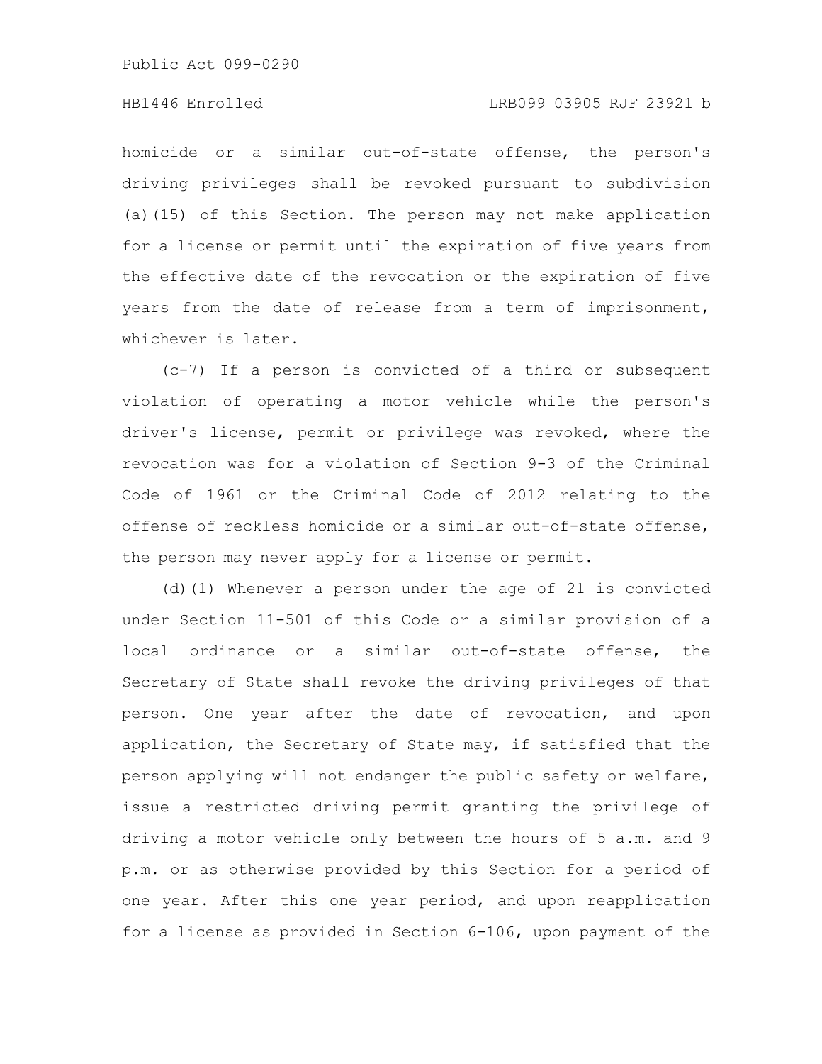homicide or a similar out-of-state offense, the person's driving privileges shall be revoked pursuant to subdivision (a)(15) of this Section. The person may not make application for a license or permit until the expiration of five years from the effective date of the revocation or the expiration of five years from the date of release from a term of imprisonment, whichever is later.

(c-7) If a person is convicted of a third or subsequent violation of operating a motor vehicle while the person's driver's license, permit or privilege was revoked, where the revocation was for a violation of Section 9-3 of the Criminal Code of 1961 or the Criminal Code of 2012 relating to the offense of reckless homicide or a similar out-of-state offense, the person may never apply for a license or permit.

(d)(1) Whenever a person under the age of 21 is convicted under Section 11-501 of this Code or a similar provision of a local ordinance or a similar out-of-state offense, the Secretary of State shall revoke the driving privileges of that person. One year after the date of revocation, and upon application, the Secretary of State may, if satisfied that the person applying will not endanger the public safety or welfare, issue a restricted driving permit granting the privilege of driving a motor vehicle only between the hours of 5 a.m. and 9 p.m. or as otherwise provided by this Section for a period of one year. After this one year period, and upon reapplication for a license as provided in Section 6-106, upon payment of the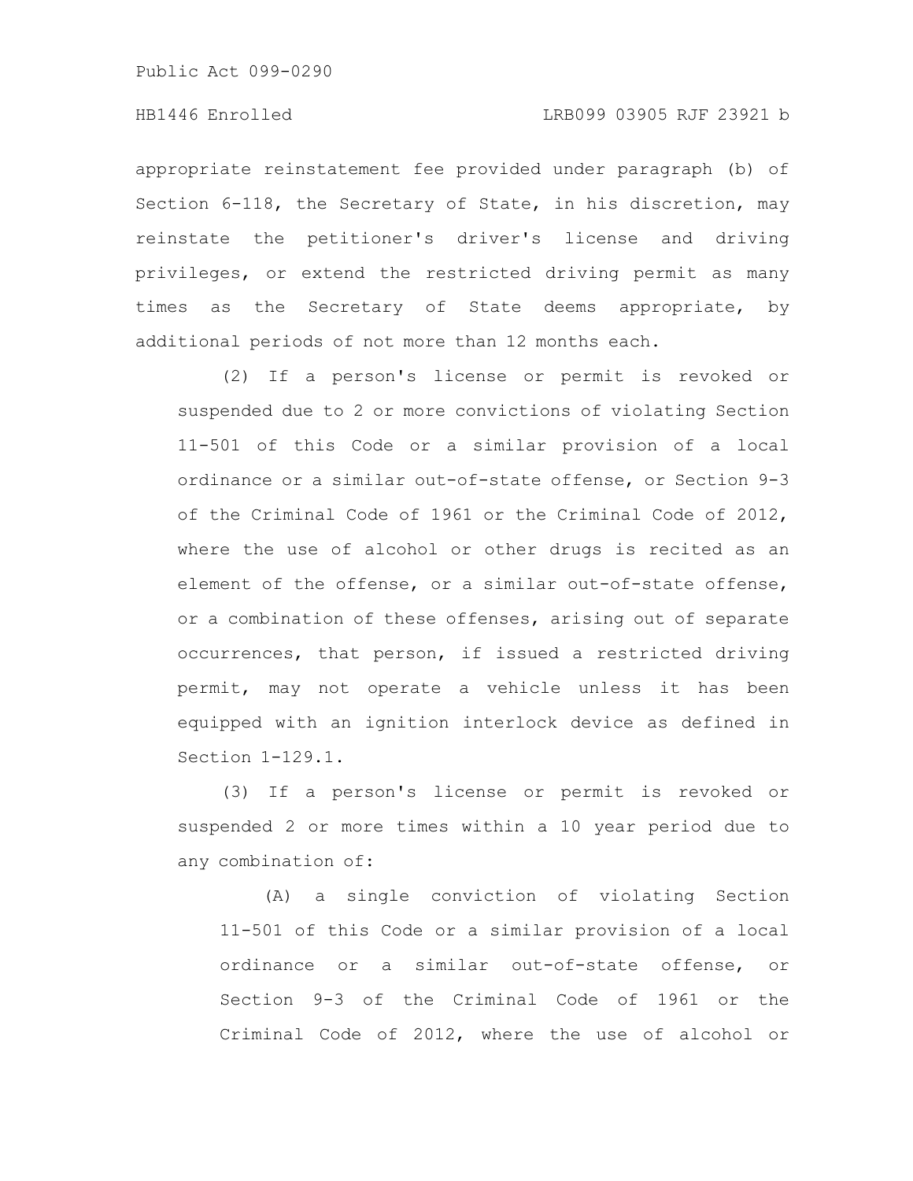appropriate reinstatement fee provided under paragraph (b) of Section 6-118, the Secretary of State, in his discretion, may reinstate the petitioner's driver's license and driving privileges, or extend the restricted driving permit as many times as the Secretary of State deems appropriate, by additional periods of not more than 12 months each.

(2) If a person's license or permit is revoked or suspended due to 2 or more convictions of violating Section 11-501 of this Code or a similar provision of a local ordinance or a similar out-of-state offense, or Section 9-3 of the Criminal Code of 1961 or the Criminal Code of 2012, where the use of alcohol or other drugs is recited as an element of the offense, or a similar out-of-state offense, or a combination of these offenses, arising out of separate occurrences, that person, if issued a restricted driving permit, may not operate a vehicle unless it has been equipped with an ignition interlock device as defined in Section 1-129.1.

(3) If a person's license or permit is revoked or suspended 2 or more times within a 10 year period due to any combination of:

(A) a single conviction of violating Section 11-501 of this Code or a similar provision of a local ordinance or a similar out-of-state offense, or Section 9-3 of the Criminal Code of 1961 or the Criminal Code of 2012, where the use of alcohol or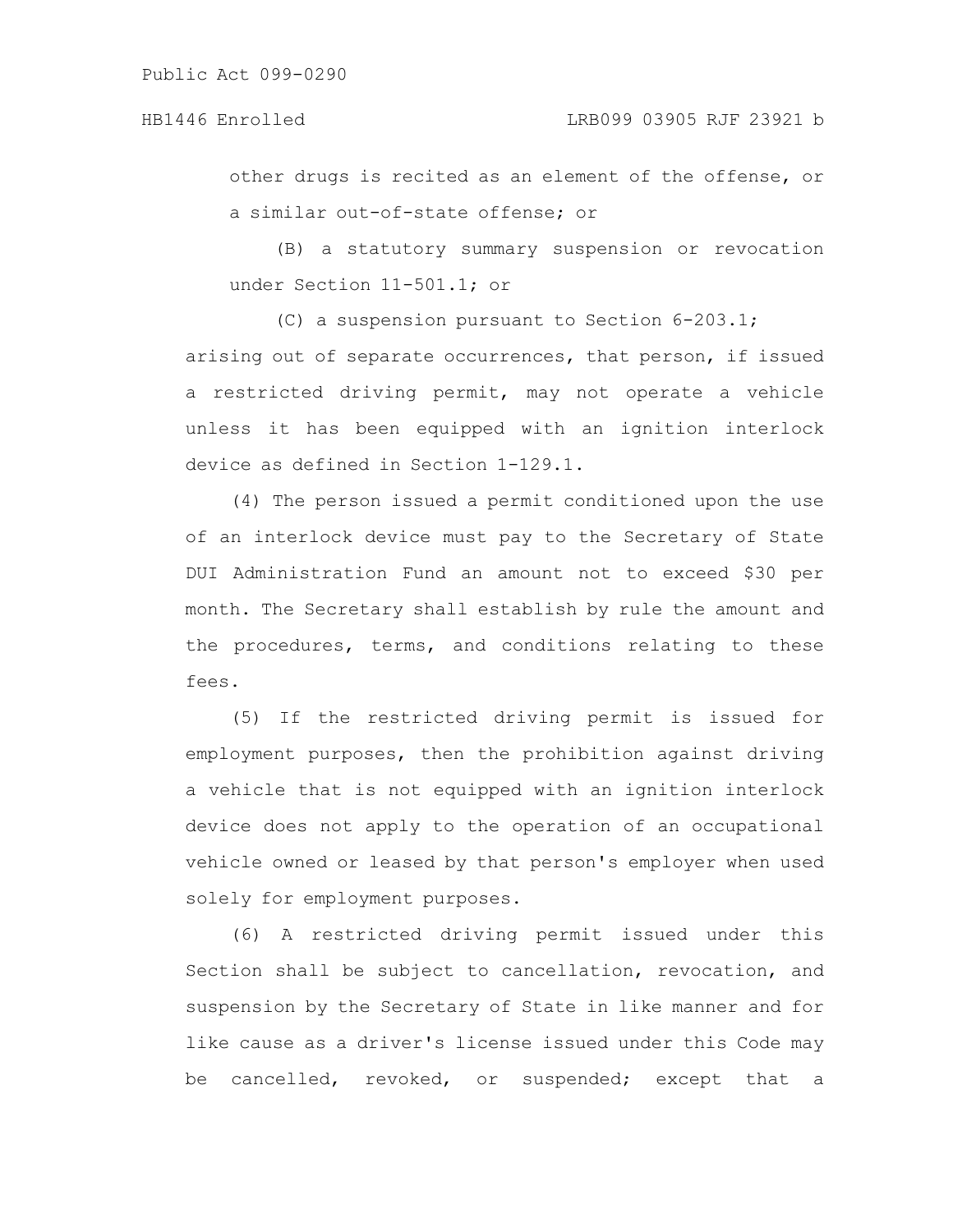other drugs is recited as an element of the offense, or a similar out-of-state offense; or

(B) a statutory summary suspension or revocation under Section 11-501.1; or

(C) a suspension pursuant to Section 6-203.1;

arising out of separate occurrences, that person, if issued a restricted driving permit, may not operate a vehicle unless it has been equipped with an ignition interlock device as defined in Section 1-129.1.

(4) The person issued a permit conditioned upon the use of an interlock device must pay to the Secretary of State DUI Administration Fund an amount not to exceed $30 per month. The Secretary shall establish by rule the amount and the procedures, terms, and conditions relating to these fees.

(5) If the restricted driving permit is issued for employment purposes, then the prohibition against driving a vehicle that is not equipped with an ignition interlock device does not apply to the operation of an occupational vehicle owned or leased by that person's employer when used solely for employment purposes.

(6) A restricted driving permit issued under this Section shall be subject to cancellation, revocation, and suspension by the Secretary of State in like manner and for like cause as a driver's license issued under this Code may be cancelled, revoked, or suspended; except that a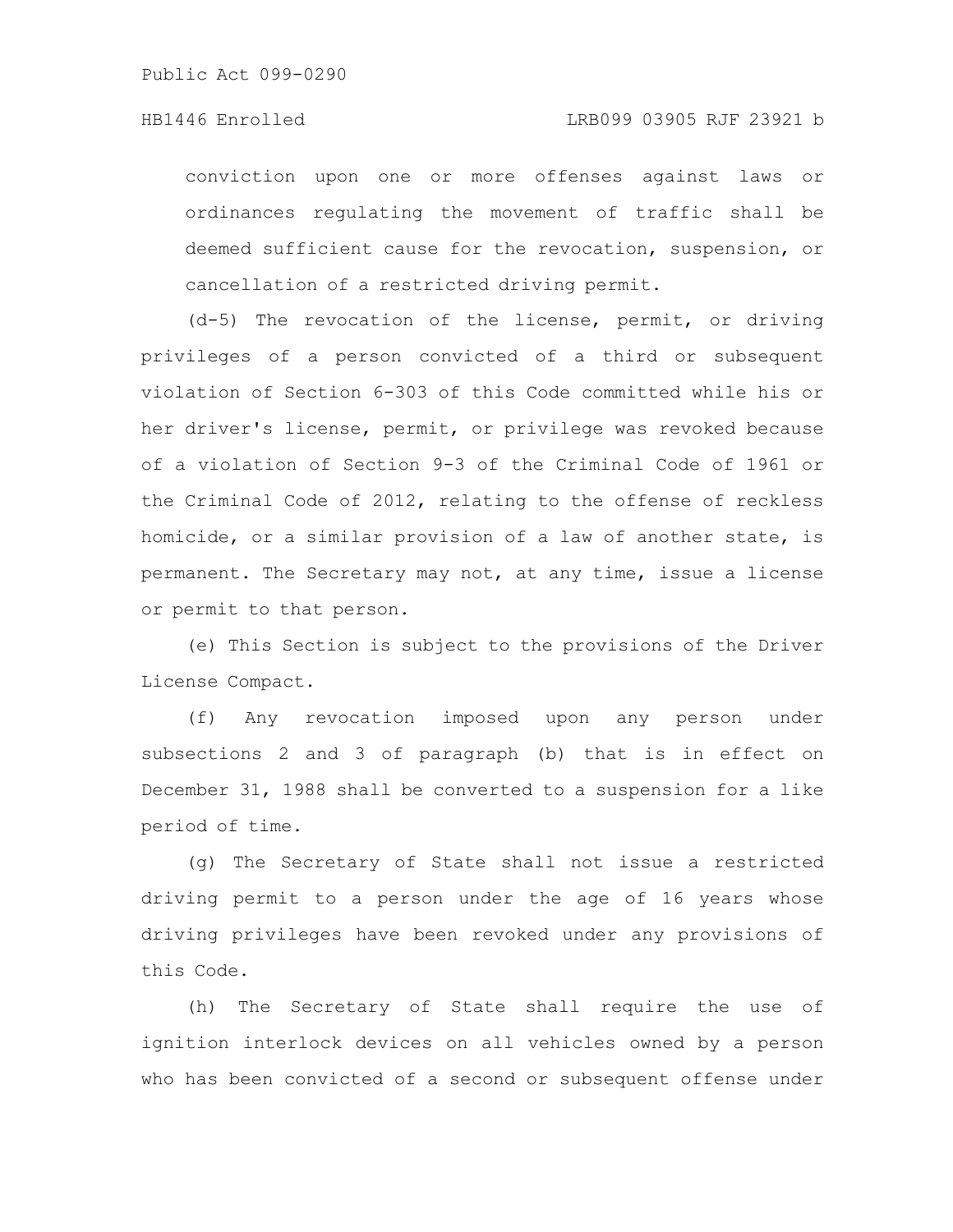conviction upon one or more offenses against laws or ordinances regulating the movement of traffic shall be deemed sufficient cause for the revocation, suspension, or cancellation of a restricted driving permit.

(d-5) The revocation of the license, permit, or driving privileges of a person convicted of a third or subsequent violation of Section 6-303 of this Code committed while his or her driver's license, permit, or privilege was revoked because of a violation of Section 9-3 of the Criminal Code of 1961 or the Criminal Code of 2012, relating to the offense of reckless homicide, or a similar provision of a law of another state, is permanent. The Secretary may not, at any time, issue a license or permit to that person.

(e) This Section is subject to the provisions of the Driver License Compact.

(f) Any revocation imposed upon any person under subsections 2 and 3 of paragraph (b) that is in effect on December 31, 1988 shall be converted to a suspension for a like period of time.

(g) The Secretary of State shall not issue a restricted driving permit to a person under the age of 16 years whose driving privileges have been revoked under any provisions of this Code.

(h) The Secretary of State shall require the use of ignition interlock devices on all vehicles owned by a person who has been convicted of a second or subsequent offense under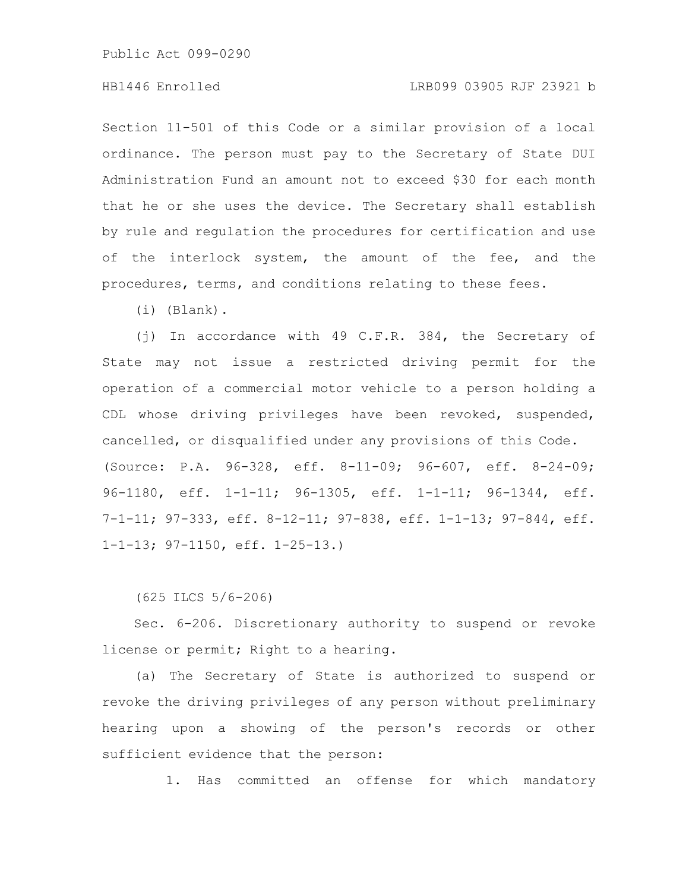Section 11-501 of this Code or a similar provision of a local ordinance. The person must pay to the Secretary of State DUI Administration Fund an amount not to exceed $30 for each month that he or she uses the device. The Secretary shall establish by rule and regulation the procedures for certification and use of the interlock system, the amount of the fee, and the procedures, terms, and conditions relating to these fees.

(i) (Blank).

(j) In accordance with 49 C.F.R. 384, the Secretary of State may not issue a restricted driving permit for the operation of a commercial motor vehicle to a person holding a CDL whose driving privileges have been revoked, suspended, cancelled, or disqualified under any provisions of this Code.

(Source: P.A. 96-328, eff. 8-11-09; 96-607, eff. 8-24-09; 96-1180, eff. 1-1-11; 96-1305, eff. 1-1-11; 96-1344, eff. 7-1-11; 97-333, eff. 8-12-11; 97-838, eff. 1-1-13; 97-844, eff. 1-1-13; 97-1150, eff. 1-25-13.)

(625 ILCS 5/6-206)

Sec. 6-206. Discretionary authority to suspend or revoke license or permit; Right to a hearing.

(a) The Secretary of State is authorized to suspend or revoke the driving privileges of any person without preliminary hearing upon a showing of the person's records or other sufficient evidence that the person:

1. Has committed an offense for which mandatory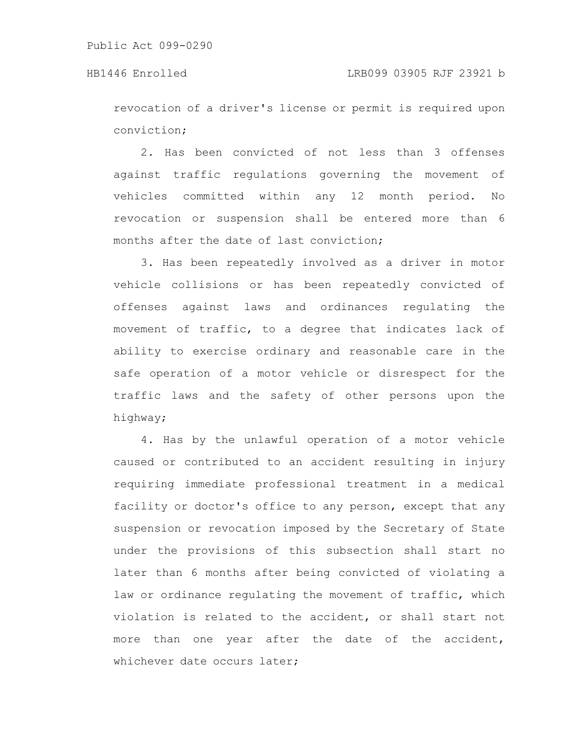revocation of a driver's license or permit is required upon conviction;

2. Has been convicted of not less than 3 offenses against traffic regulations governing the movement of vehicles committed within any 12 month period. No revocation or suspension shall be entered more than 6 months after the date of last conviction;

3. Has been repeatedly involved as a driver in motor vehicle collisions or has been repeatedly convicted of offenses against laws and ordinances regulating the movement of traffic, to a degree that indicates lack of ability to exercise ordinary and reasonable care in the safe operation of a motor vehicle or disrespect for the traffic laws and the safety of other persons upon the highway;

4. Has by the unlawful operation of a motor vehicle caused or contributed to an accident resulting in injury requiring immediate professional treatment in a medical facility or doctor's office to any person, except that any suspension or revocation imposed by the Secretary of State under the provisions of this subsection shall start no later than 6 months after being convicted of violating a law or ordinance regulating the movement of traffic, which violation is related to the accident, or shall start not more than one year after the date of the accident, whichever date occurs later;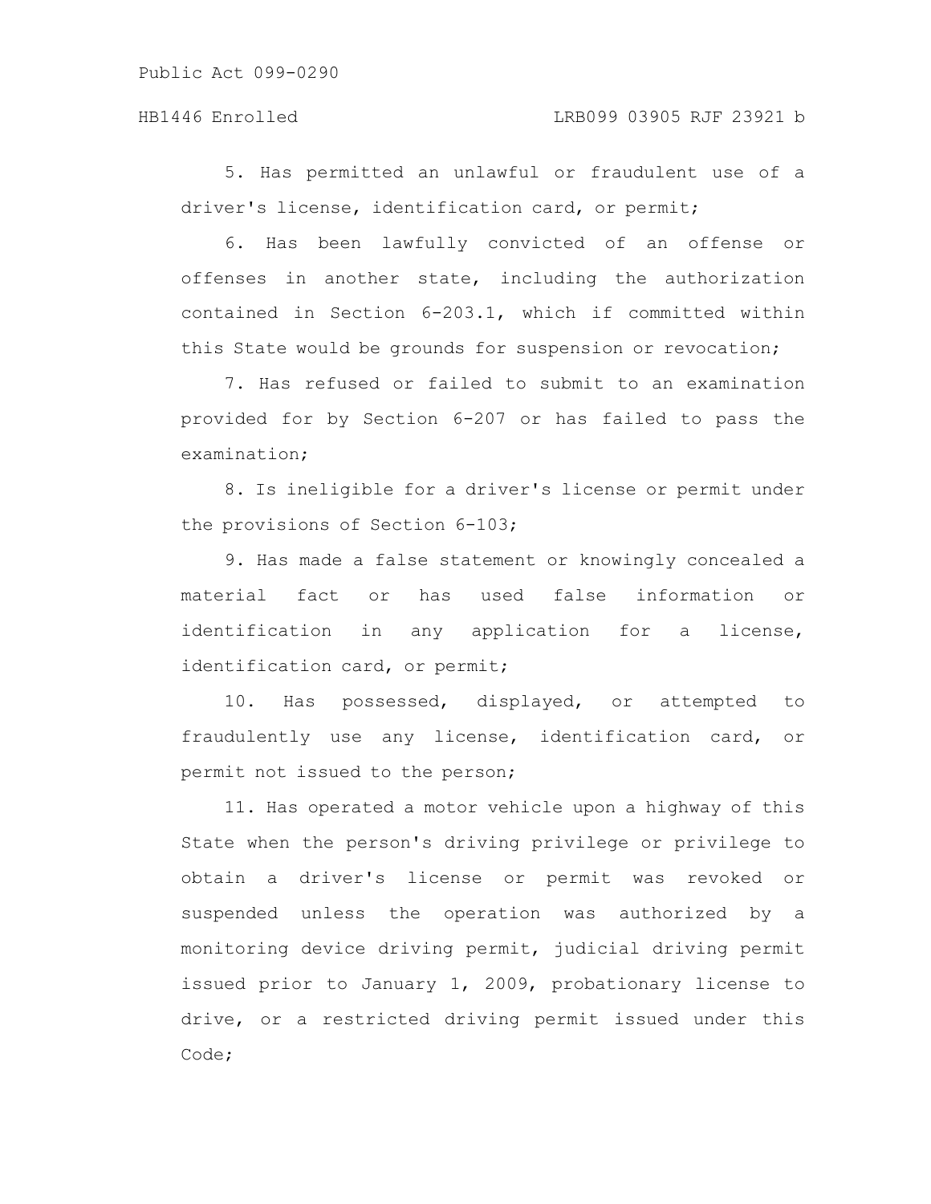5. Has permitted an unlawful or fraudulent use of a driver's license, identification card, or permit;

6. Has been lawfully convicted of an offense or offenses in another state, including the authorization contained in Section 6-203.1, which if committed within this State would be grounds for suspension or revocation;

7. Has refused or failed to submit to an examination provided for by Section 6-207 or has failed to pass the examination;

8. Is ineligible for a driver's license or permit under the provisions of Section 6-103;

9. Has made a false statement or knowingly concealed a material fact or has used false information or identification in any application for a license, identification card, or permit;

10. Has possessed, displayed, or attempted to fraudulently use any license, identification card, or permit not issued to the person;

11. Has operated a motor vehicle upon a highway of this State when the person's driving privilege or privilege to obtain a driver's license or permit was revoked or suspended unless the operation was authorized by a monitoring device driving permit, judicial driving permit issued prior to January 1, 2009, probationary license to drive, or a restricted driving permit issued under this Code;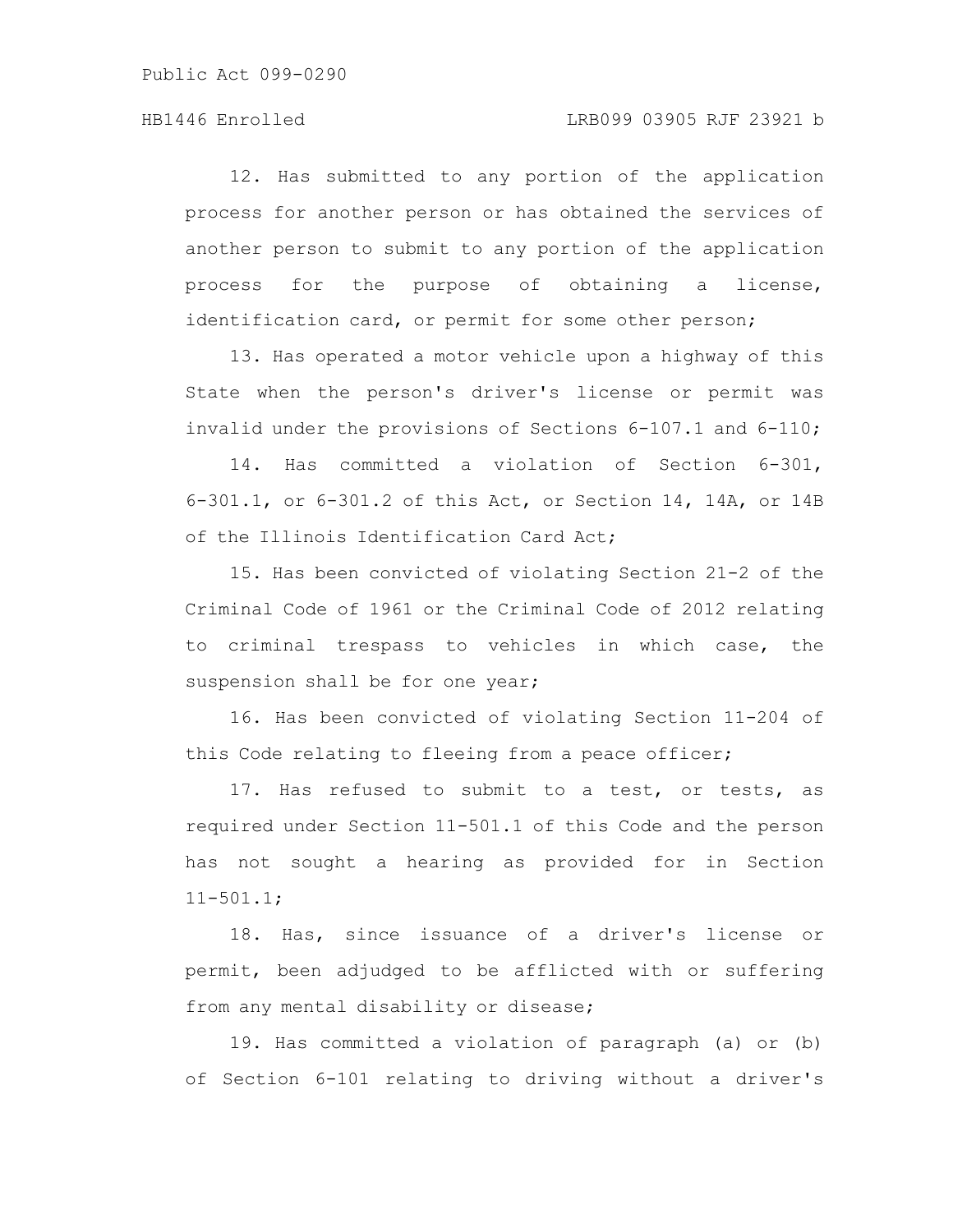12. Has submitted to any portion of the application process for another person or has obtained the services of another person to submit to any portion of the application process for the purpose of obtaining a license, identification card, or permit for some other person;

13. Has operated a motor vehicle upon a highway of this State when the person's driver's license or permit was invalid under the provisions of Sections 6-107.1 and 6-110;

14. Has committed a violation of Section 6-301, 6-301.1, or 6-301.2 of this Act, or Section 14, 14A, or 14B of the Illinois Identification Card Act;

15. Has been convicted of violating Section 21-2 of the Criminal Code of 1961 or the Criminal Code of 2012 relating to criminal trespass to vehicles in which case, the suspension shall be for one year;

16. Has been convicted of violating Section 11-204 of this Code relating to fleeing from a peace officer;

17. Has refused to submit to a test, or tests, as required under Section 11-501.1 of this Code and the person has not sought a hearing as provided for in Section 11-501.1;

18. Has, since issuance of a driver's license or permit, been adjudged to be afflicted with or suffering from any mental disability or disease;

19. Has committed a violation of paragraph (a) or (b) of Section 6-101 relating to driving without a driver's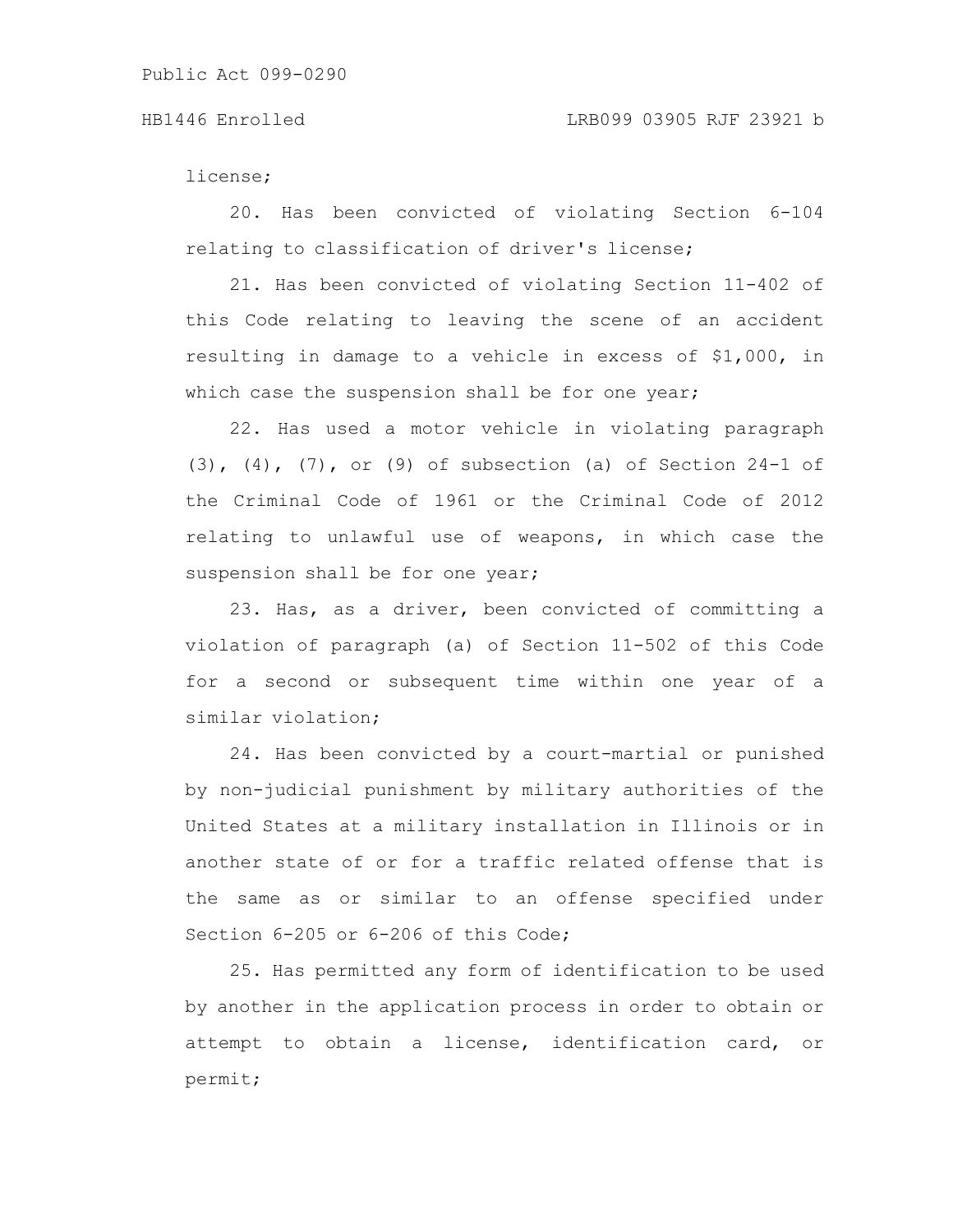license;

20. Has been convicted of violating Section 6-104 relating to classification of driver's license;

21. Has been convicted of violating Section 11-402 of this Code relating to leaving the scene of an accident resulting in damage to a vehicle in excess of $1,000, in which case the suspension shall be for one year;

22. Has used a motor vehicle in violating paragraph (3), (4), (7), or (9) of subsection (a) of Section 24-1 of the Criminal Code of 1961 or the Criminal Code of 2012 relating to unlawful use of weapons, in which case the suspension shall be for one year;

23. Has, as a driver, been convicted of committing a violation of paragraph (a) of Section 11-502 of this Code for a second or subsequent time within one year of a similar violation;

24. Has been convicted by a court-martial or punished by non-judicial punishment by military authorities of the United States at a military installation in Illinois or in another state of or for a traffic related offense that is the same as or similar to an offense specified under Section 6-205 or 6-206 of this Code;

25. Has permitted any form of identification to be used by another in the application process in order to obtain or attempt to obtain a license, identification card, or permit;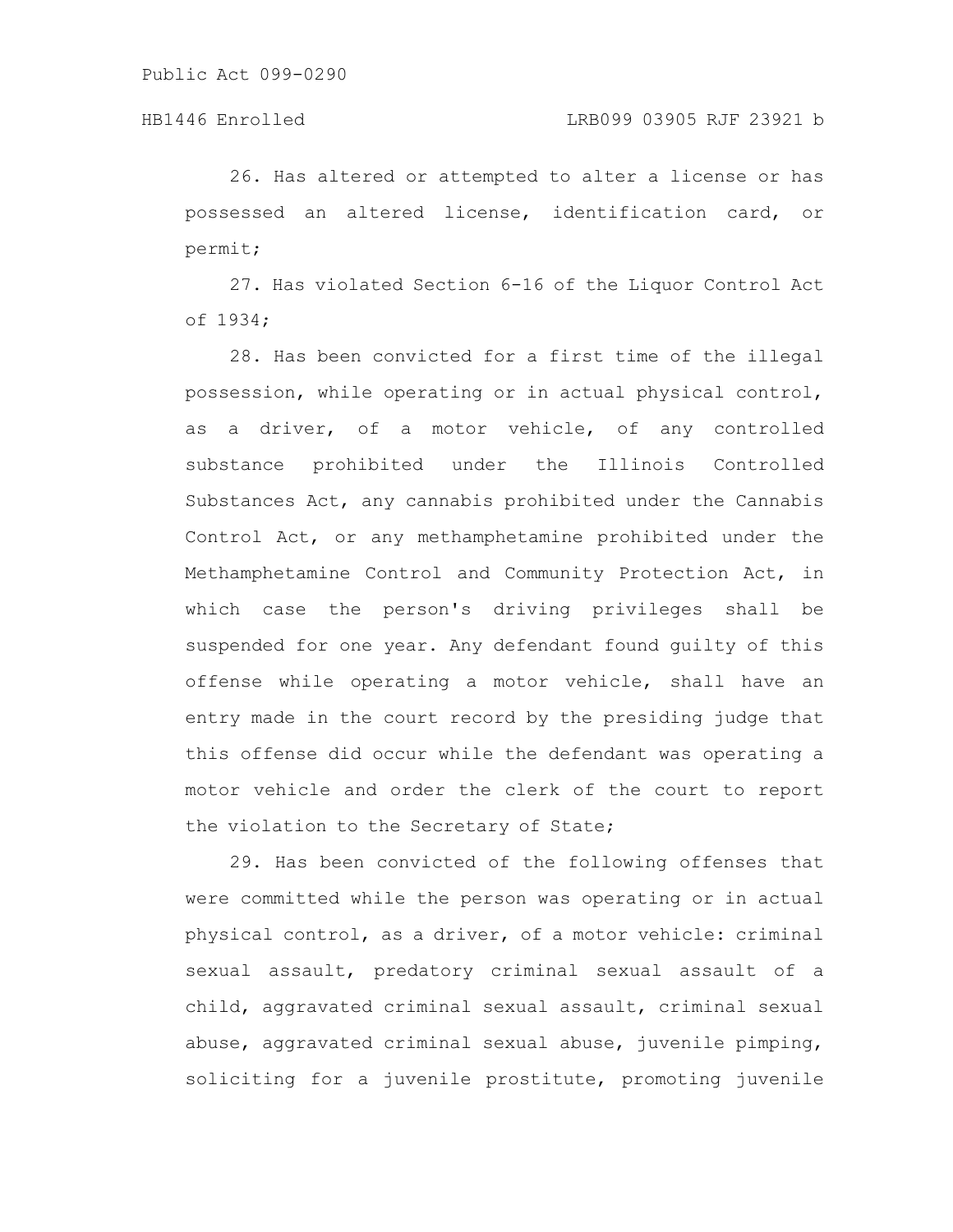26. Has altered or attempted to alter a license or has possessed an altered license, identification card, or permit;

27. Has violated Section 6-16 of the Liquor Control Act of 1934;

28. Has been convicted for a first time of the illegal possession, while operating or in actual physical control, as a driver, of a motor vehicle, of any controlled substance prohibited under the Illinois Controlled Substances Act, any cannabis prohibited under the Cannabis Control Act, or any methamphetamine prohibited under the Methamphetamine Control and Community Protection Act, in which case the person's driving privileges shall be suspended for one year. Any defendant found guilty of this offense while operating a motor vehicle, shall have an entry made in the court record by the presiding judge that this offense did occur while the defendant was operating a motor vehicle and order the clerk of the court to report the violation to the Secretary of State;

29. Has been convicted of the following offenses that were committed while the person was operating or in actual physical control, as a driver, of a motor vehicle: criminal sexual assault, predatory criminal sexual assault of a child, aggravated criminal sexual assault, criminal sexual abuse, aggravated criminal sexual abuse, juvenile pimping, soliciting for a juvenile prostitute, promoting juvenile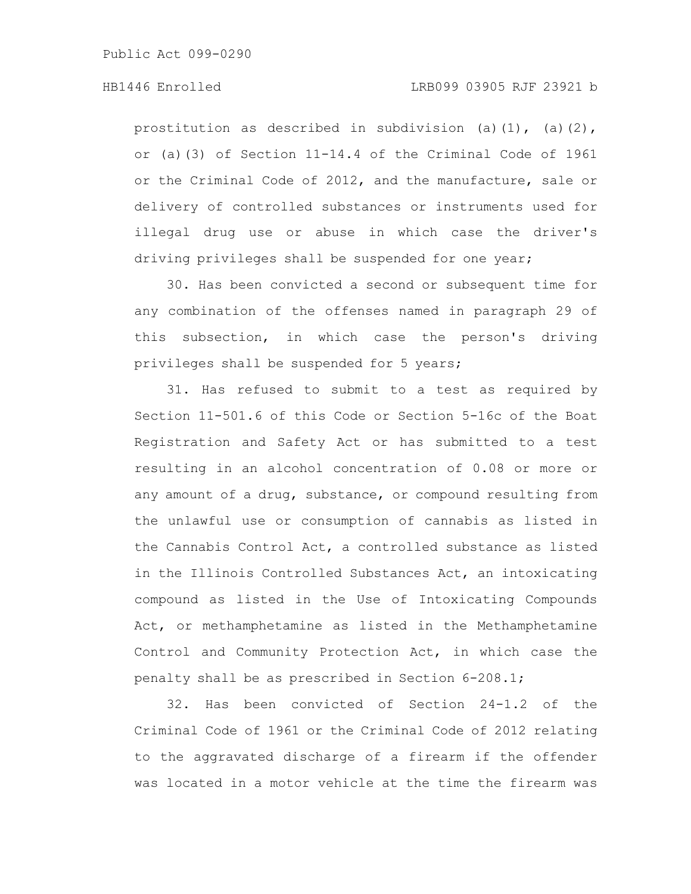prostitution as described in subdivision (a)(1), (a)(2), or (a)(3) of Section 11-14.4 of the Criminal Code of 1961 or the Criminal Code of 2012, and the manufacture, sale or delivery of controlled substances or instruments used for illegal drug use or abuse in which case the driver's driving privileges shall be suspended for one year;

30. Has been convicted a second or subsequent time for any combination of the offenses named in paragraph 29 of this subsection, in which case the person's driving privileges shall be suspended for 5 years;

31. Has refused to submit to a test as required by Section 11-501.6 of this Code or Section 5-16c of the Boat Registration and Safety Act or has submitted to a test resulting in an alcohol concentration of 0.08 or more or any amount of a drug, substance, or compound resulting from the unlawful use or consumption of cannabis as listed in the Cannabis Control Act, a controlled substance as listed in the Illinois Controlled Substances Act, an intoxicating compound as listed in the Use of Intoxicating Compounds Act, or methamphetamine as listed in the Methamphetamine Control and Community Protection Act, in which case the penalty shall be as prescribed in Section 6-208.1;

32. Has been convicted of Section 24-1.2 of the Criminal Code of 1961 or the Criminal Code of 2012 relating to the aggravated discharge of a firearm if the offender was located in a motor vehicle at the time the firearm was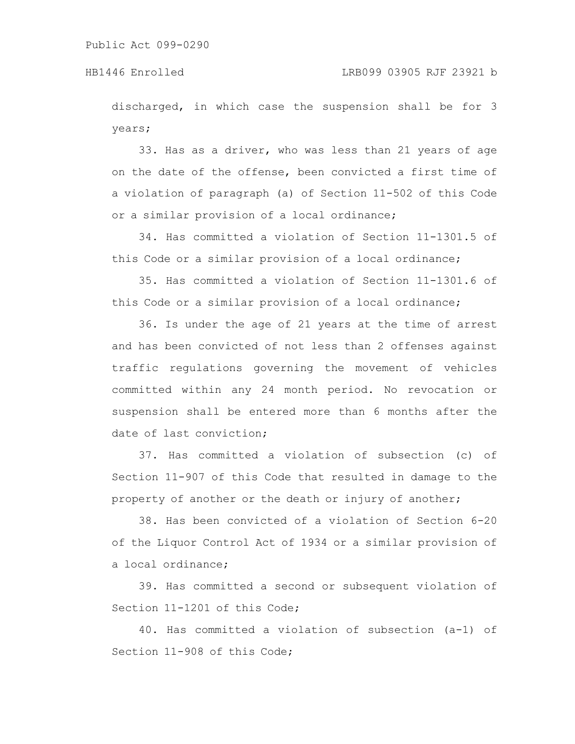discharged, in which case the suspension shall be for 3 years;

33. Has as a driver, who was less than 21 years of age on the date of the offense, been convicted a first time of a violation of paragraph (a) of Section 11-502 of this Code or a similar provision of a local ordinance;

34. Has committed a violation of Section 11-1301.5 of this Code or a similar provision of a local ordinance;

35. Has committed a violation of Section 11-1301.6 of this Code or a similar provision of a local ordinance;

36. Is under the age of 21 years at the time of arrest and has been convicted of not less than 2 offenses against traffic regulations governing the movement of vehicles committed within any 24 month period. No revocation or suspension shall be entered more than 6 months after the date of last conviction;

37. Has committed a violation of subsection (c) of Section 11-907 of this Code that resulted in damage to the property of another or the death or injury of another;

38. Has been convicted of a violation of Section 6-20 of the Liquor Control Act of 1934 or a similar provision of a local ordinance;

39. Has committed a second or subsequent violation of Section 11-1201 of this Code;

40. Has committed a violation of subsection (a-1) of Section 11-908 of this Code;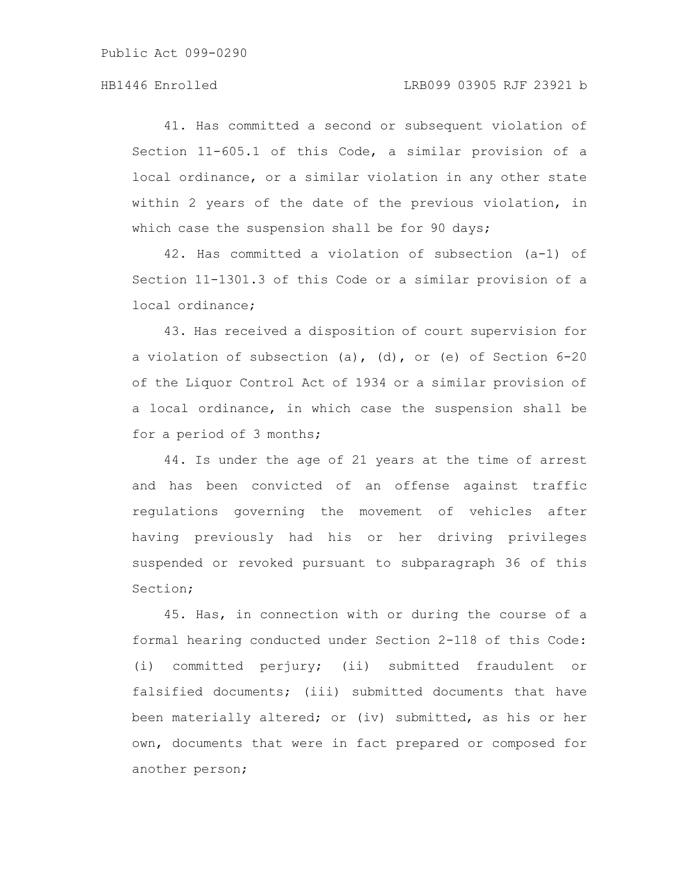41. Has committed a second or subsequent violation of Section 11-605.1 of this Code, a similar provision of a local ordinance, or a similar violation in any other state within 2 years of the date of the previous violation, in which case the suspension shall be for 90 days;

42. Has committed a violation of subsection (a-1) of Section 11-1301.3 of this Code or a similar provision of a local ordinance;

43. Has received a disposition of court supervision for a violation of subsection (a), (d), or (e) of Section 6-20 of the Liquor Control Act of 1934 or a similar provision of a local ordinance, in which case the suspension shall be for a period of 3 months;

44. Is under the age of 21 years at the time of arrest and has been convicted of an offense against traffic regulations governing the movement of vehicles after having previously had his or her driving privileges suspended or revoked pursuant to subparagraph 36 of this Section;

45. Has, in connection with or during the course of a formal hearing conducted under Section 2-118 of this Code: (i) committed perjury; (ii) submitted fraudulent or falsified documents; (iii) submitted documents that have been materially altered; or (iv) submitted, as his or her own, documents that were in fact prepared or composed for another person;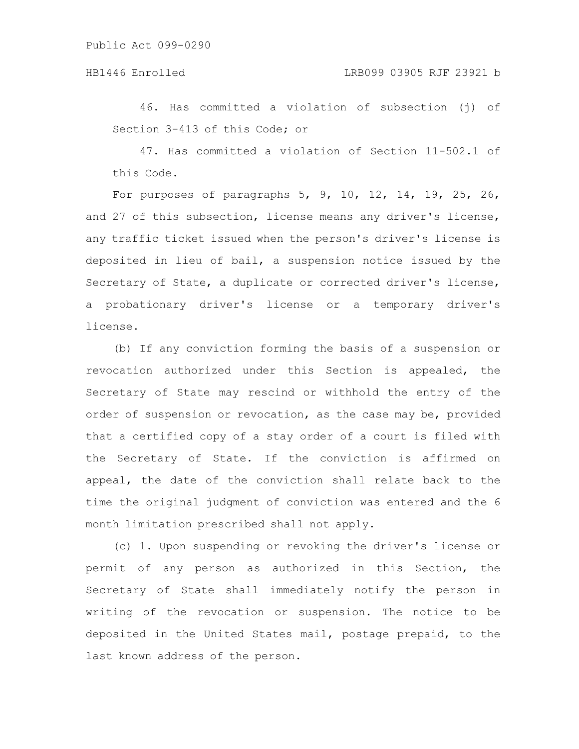46. Has committed a violation of subsection (j) of Section 3-413 of this Code; or

47. Has committed a violation of Section 11-502.1 of this Code.

For purposes of paragraphs 5, 9, 10, 12, 14, 19, 25, 26, and 27 of this subsection, license means any driver's license, any traffic ticket issued when the person's driver's license is deposited in lieu of bail, a suspension notice issued by the Secretary of State, a duplicate or corrected driver's license, a probationary driver's license or a temporary driver's license.

(b) If any conviction forming the basis of a suspension or revocation authorized under this Section is appealed, the Secretary of State may rescind or withhold the entry of the order of suspension or revocation, as the case may be, provided that a certified copy of a stay order of a court is filed with the Secretary of State. If the conviction is affirmed on appeal, the date of the conviction shall relate back to the time the original judgment of conviction was entered and the 6 month limitation prescribed shall not apply.

(c) 1. Upon suspending or revoking the driver's license or permit of any person as authorized in this Section, the Secretary of State shall immediately notify the person in writing of the revocation or suspension. The notice to be deposited in the United States mail, postage prepaid, to the last known address of the person.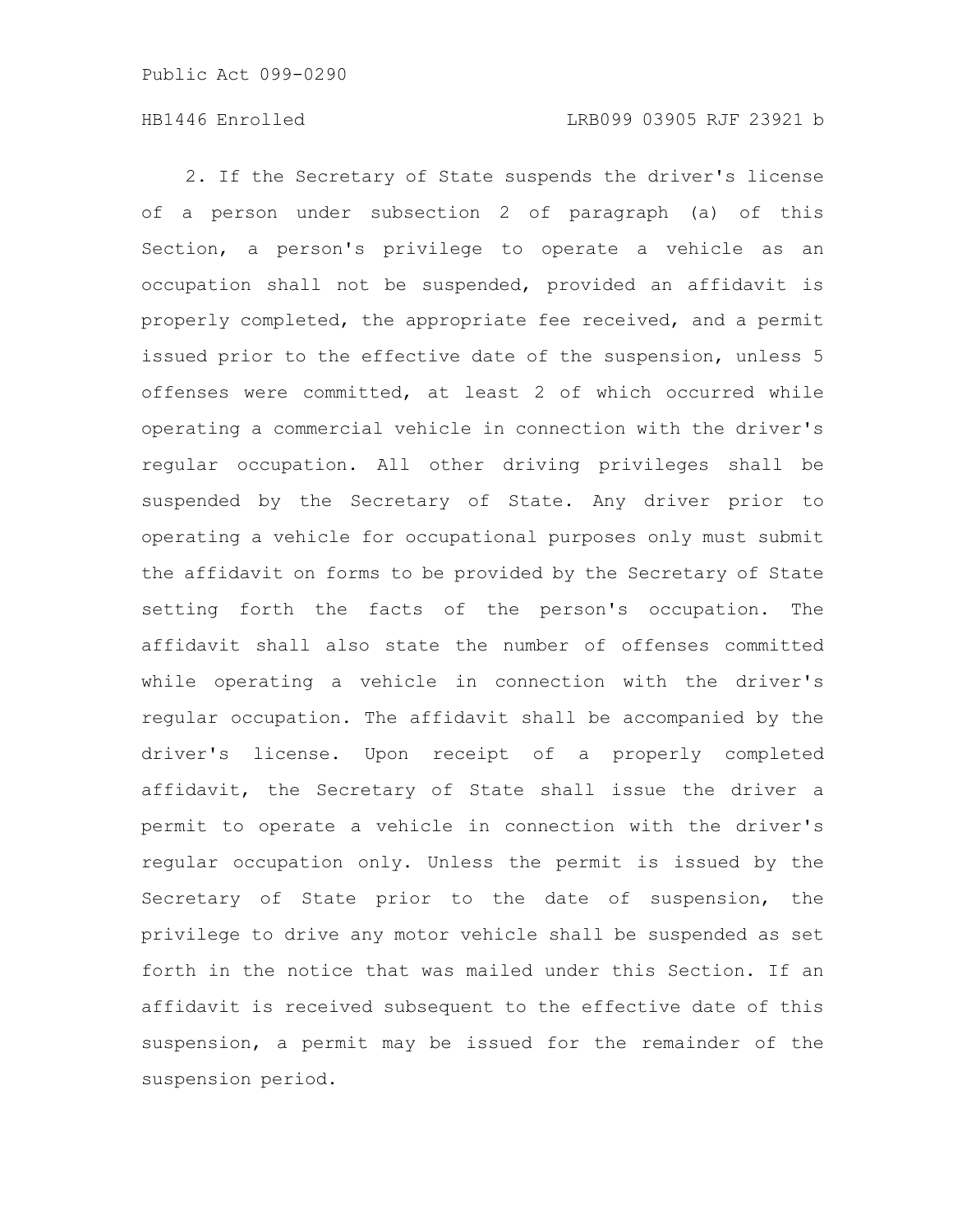2. If the Secretary of State suspends the driver's license of a person under subsection 2 of paragraph (a) of this Section, a person's privilege to operate a vehicle as an occupation shall not be suspended, provided an affidavit is properly completed, the appropriate fee received, and a permit issued prior to the effective date of the suspension, unless 5 offenses were committed, at least 2 of which occurred while operating a commercial vehicle in connection with the driver's regular occupation. All other driving privileges shall be suspended by the Secretary of State. Any driver prior to operating a vehicle for occupational purposes only must submit the affidavit on forms to be provided by the Secretary of State setting forth the facts of the person's occupation. The affidavit shall also state the number of offenses committed while operating a vehicle in connection with the driver's regular occupation. The affidavit shall be accompanied by the driver's license. Upon receipt of a properly completed affidavit, the Secretary of State shall issue the driver a permit to operate a vehicle in connection with the driver's regular occupation only. Unless the permit is issued by the Secretary of State prior to the date of suspension, the privilege to drive any motor vehicle shall be suspended as set forth in the notice that was mailed under this Section. If an affidavit is received subsequent to the effective date of this suspension, a permit may be issued for the remainder of the suspension period.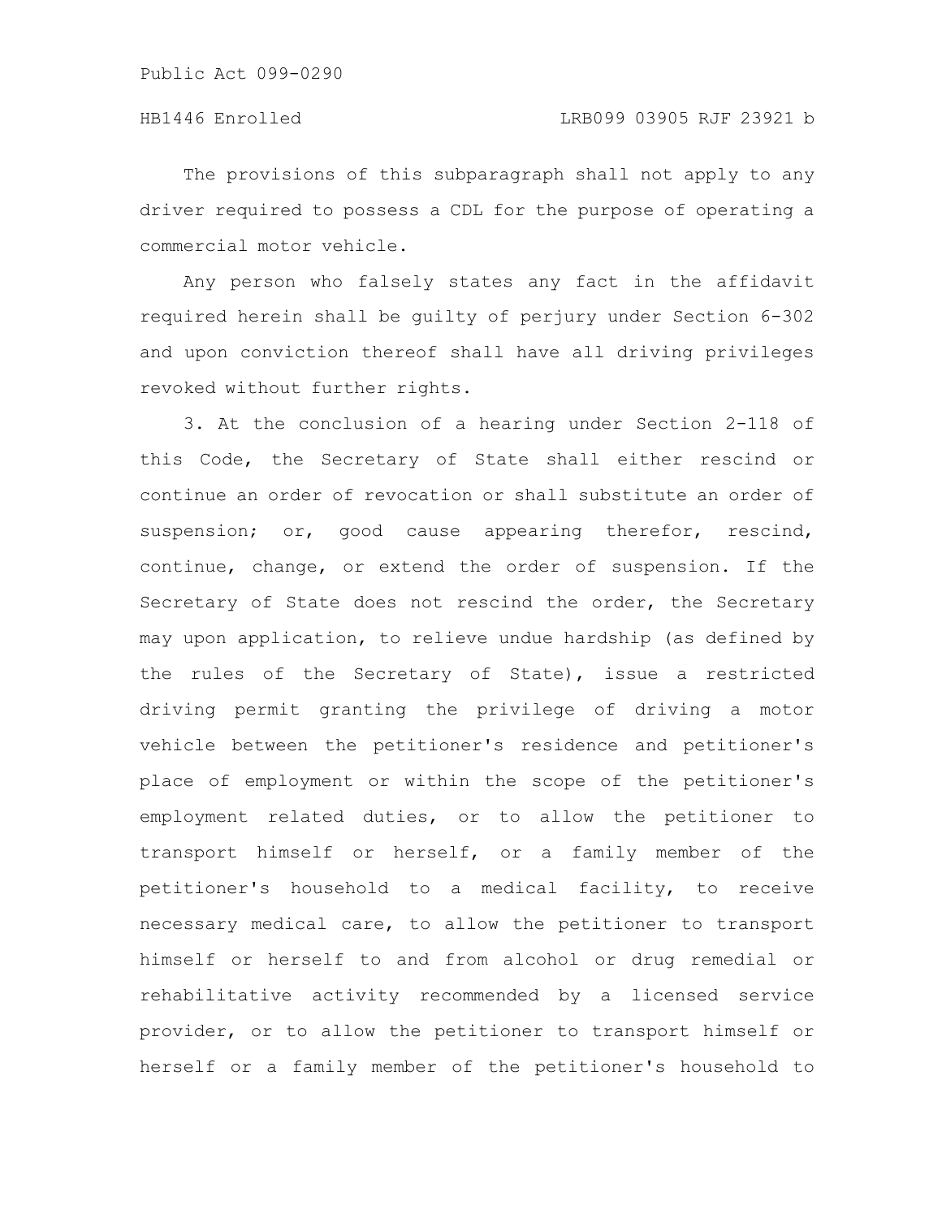The provisions of this subparagraph shall not apply to any driver required to possess a CDL for the purpose of operating a commercial motor vehicle.

Any person who falsely states any fact in the affidavit required herein shall be guilty of perjury under Section 6-302 and upon conviction thereof shall have all driving privileges revoked without further rights.

3. At the conclusion of a hearing under Section 2-118 of this Code, the Secretary of State shall either rescind or continue an order of revocation or shall substitute an order of suspension; or, good cause appearing therefor, rescind, continue, change, or extend the order of suspension. If the Secretary of State does not rescind the order, the Secretary may upon application, to relieve undue hardship (as defined by the rules of the Secretary of State), issue a restricted driving permit granting the privilege of driving a motor vehicle between the petitioner's residence and petitioner's place of employment or within the scope of the petitioner's employment related duties, or to allow the petitioner to transport himself or herself, or a family member of the petitioner's household to a medical facility, to receive necessary medical care, to allow the petitioner to transport himself or herself to and from alcohol or drug remedial or rehabilitative activity recommended by a licensed service provider, or to allow the petitioner to transport himself or herself or a family member of the petitioner's household to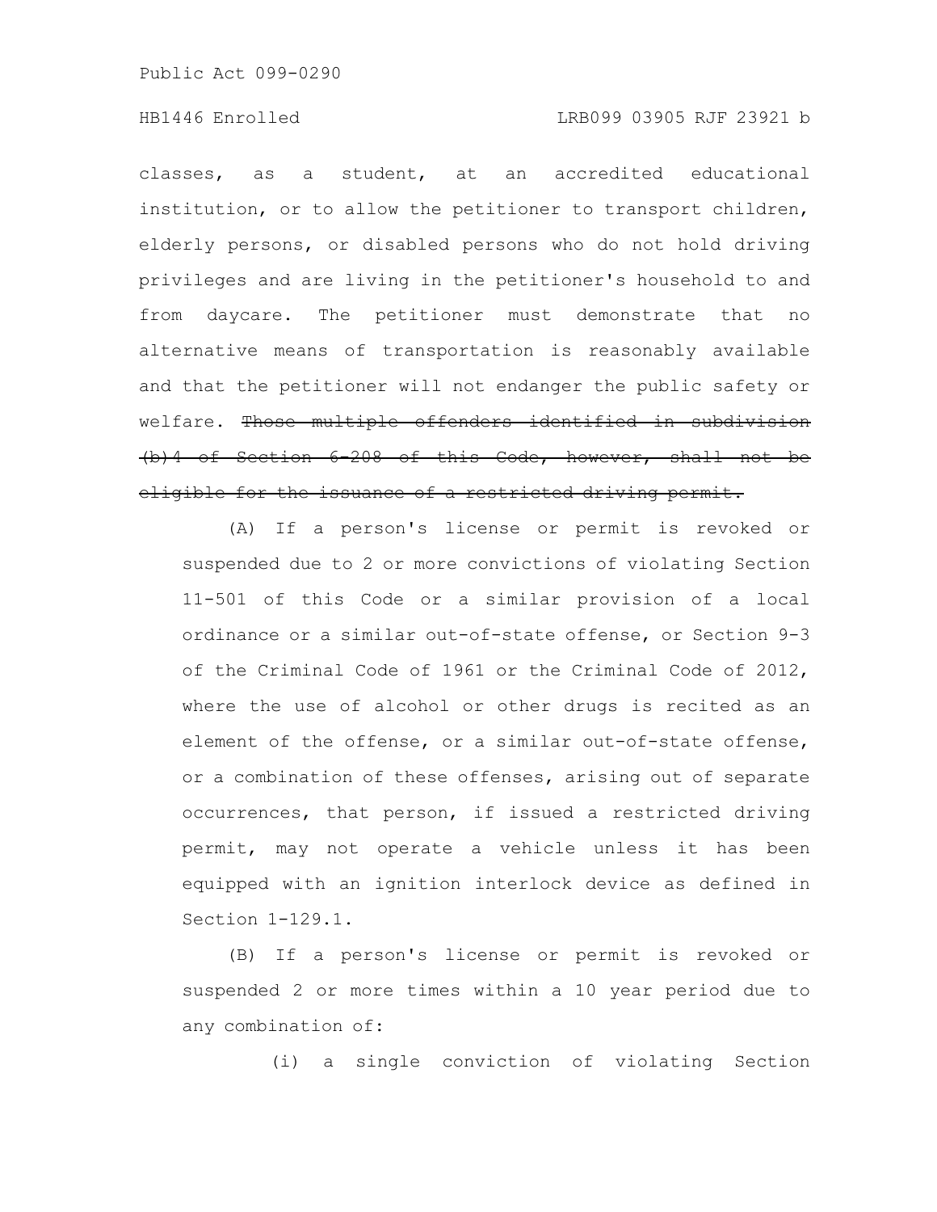classes, as a student, at an accredited educational institution, or to allow the petitioner to transport children, elderly persons, or disabled persons who do not hold driving privileges and are living in the petitioner's household to and from daycare. The petitioner must demonstrate that no alternative means of transportation is reasonably available and that the petitioner will not endanger the public safety or welfare. ~~Those multiple offenders identified in subdivision (b)4 of Section 6-208 of this Code, however, shall not be eligible for the issuance of a restricted driving permit.~~

(A) If a person's license or permit is revoked or suspended due to 2 or more convictions of violating Section 11-501 of this Code or a similar provision of a local ordinance or a similar out-of-state offense, or Section 9-3 of the Criminal Code of 1961 or the Criminal Code of 2012, where the use of alcohol or other drugs is recited as an element of the offense, or a similar out-of-state offense, or a combination of these offenses, arising out of separate occurrences, that person, if issued a restricted driving permit, may not operate a vehicle unless it has been equipped with an ignition interlock device as defined in Section 1-129.1.

(B) If a person's license or permit is revoked or suspended 2 or more times within a 10 year period due to any combination of:

(i) a single conviction of violating Section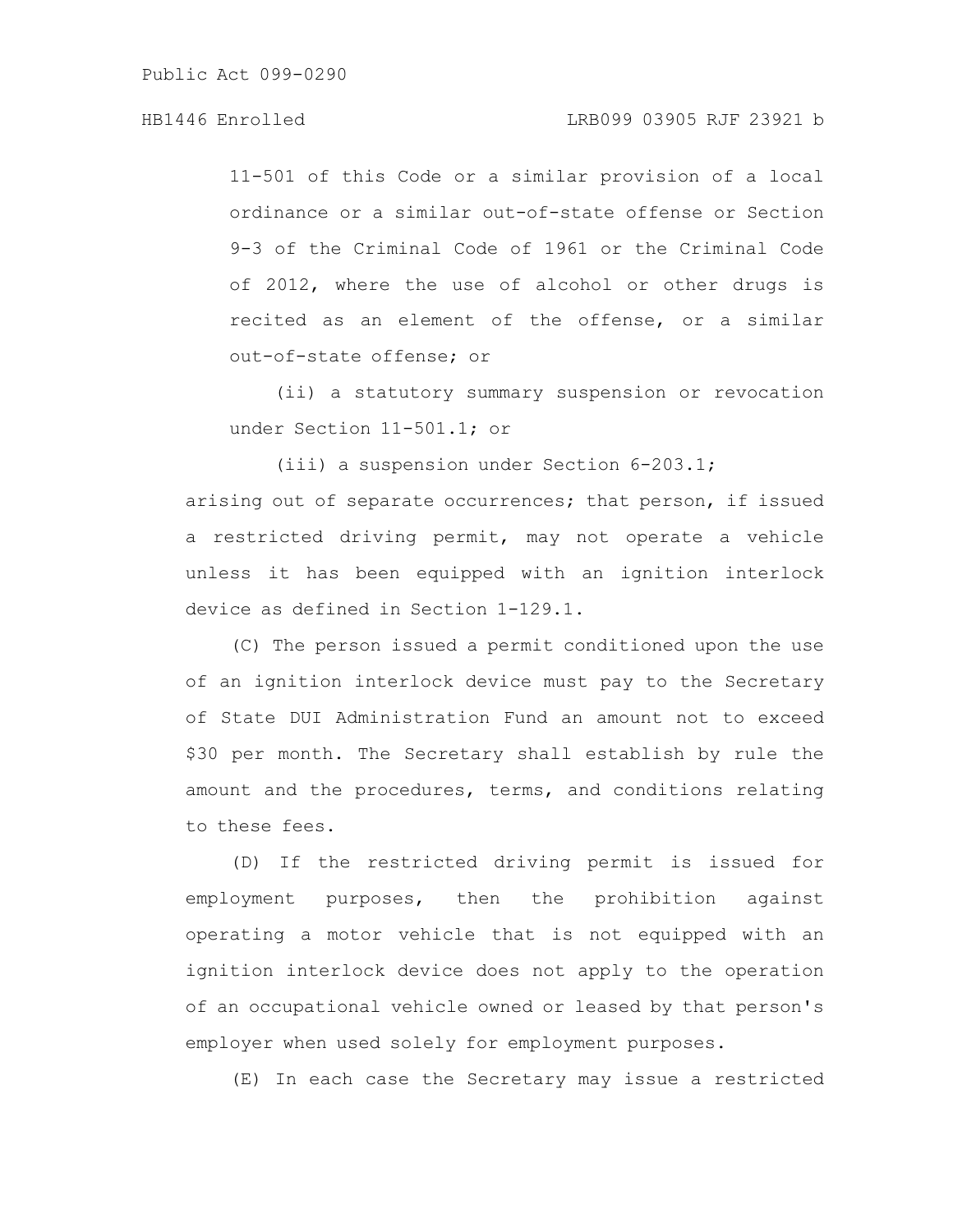11-501 of this Code or a similar provision of a local ordinance or a similar out-of-state offense or Section 9-3 of the Criminal Code of 1961 or the Criminal Code of 2012, where the use of alcohol or other drugs is recited as an element of the offense, or a similar out-of-state offense; or

(ii) a statutory summary suspension or revocation under Section 11-501.1; or

(iii) a suspension under Section 6-203.1;

arising out of separate occurrences; that person, if issued a restricted driving permit, may not operate a vehicle unless it has been equipped with an ignition interlock device as defined in Section 1-129.1.

(C) The person issued a permit conditioned upon the use of an ignition interlock device must pay to the Secretary of State DUI Administration Fund an amount not to exceed $30 per month. The Secretary shall establish by rule the amount and the procedures, terms, and conditions relating to these fees.

(D) If the restricted driving permit is issued for employment purposes, then the prohibition against operating a motor vehicle that is not equipped with an ignition interlock device does not apply to the operation of an occupational vehicle owned or leased by that person's employer when used solely for employment purposes.

(E) In each case the Secretary may issue a restricted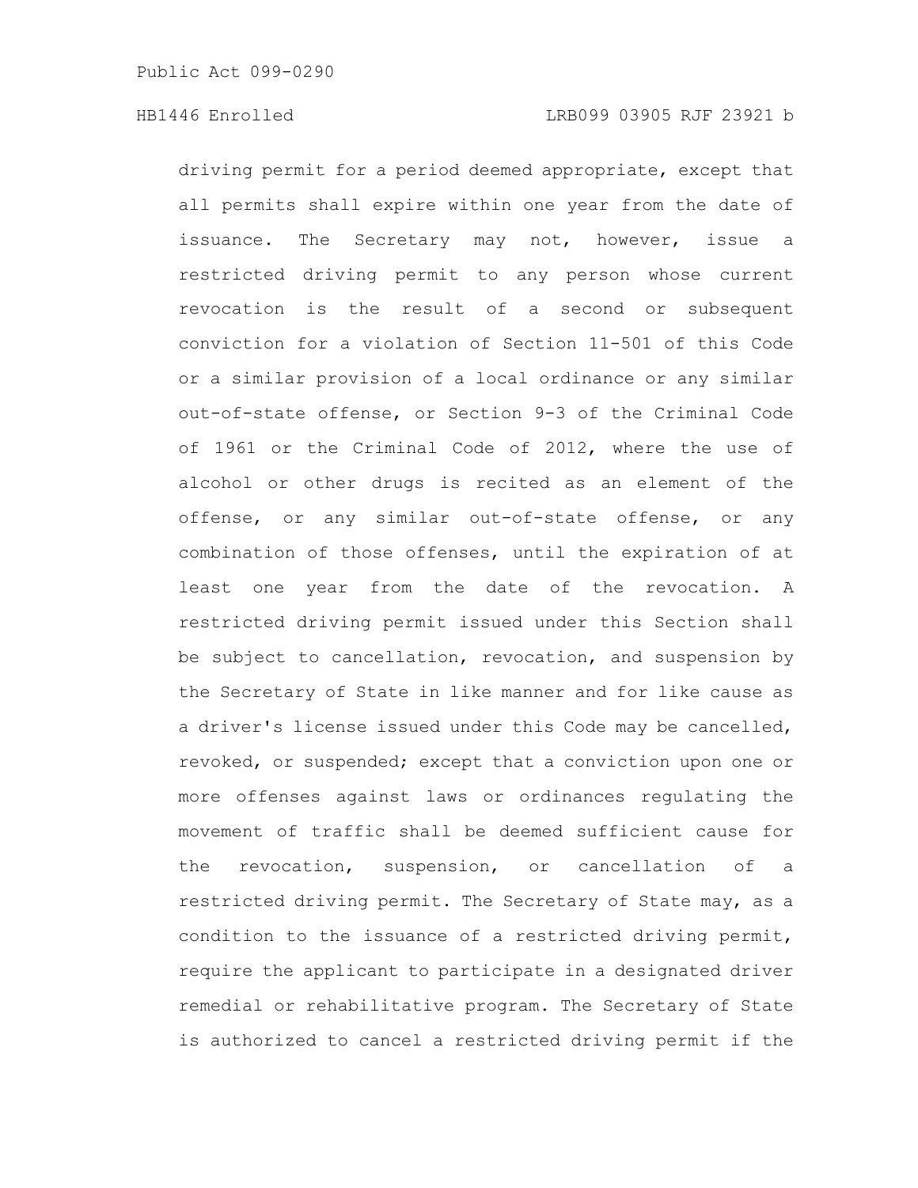driving permit for a period deemed appropriate, except that all permits shall expire within one year from the date of issuance. The Secretary may not, however, issue a restricted driving permit to any person whose current revocation is the result of a second or subsequent conviction for a violation of Section 11-501 of this Code or a similar provision of a local ordinance or any similar out-of-state offense, or Section 9-3 of the Criminal Code of 1961 or the Criminal Code of 2012, where the use of alcohol or other drugs is recited as an element of the offense, or any similar out-of-state offense, or any combination of those offenses, until the expiration of at least one year from the date of the revocation. A restricted driving permit issued under this Section shall be subject to cancellation, revocation, and suspension by the Secretary of State in like manner and for like cause as a driver's license issued under this Code may be cancelled, revoked, or suspended; except that a conviction upon one or more offenses against laws or ordinances regulating the movement of traffic shall be deemed sufficient cause for the revocation, suspension, or cancellation of a restricted driving permit. The Secretary of State may, as a condition to the issuance of a restricted driving permit, require the applicant to participate in a designated driver remedial or rehabilitative program. The Secretary of State is authorized to cancel a restricted driving permit if the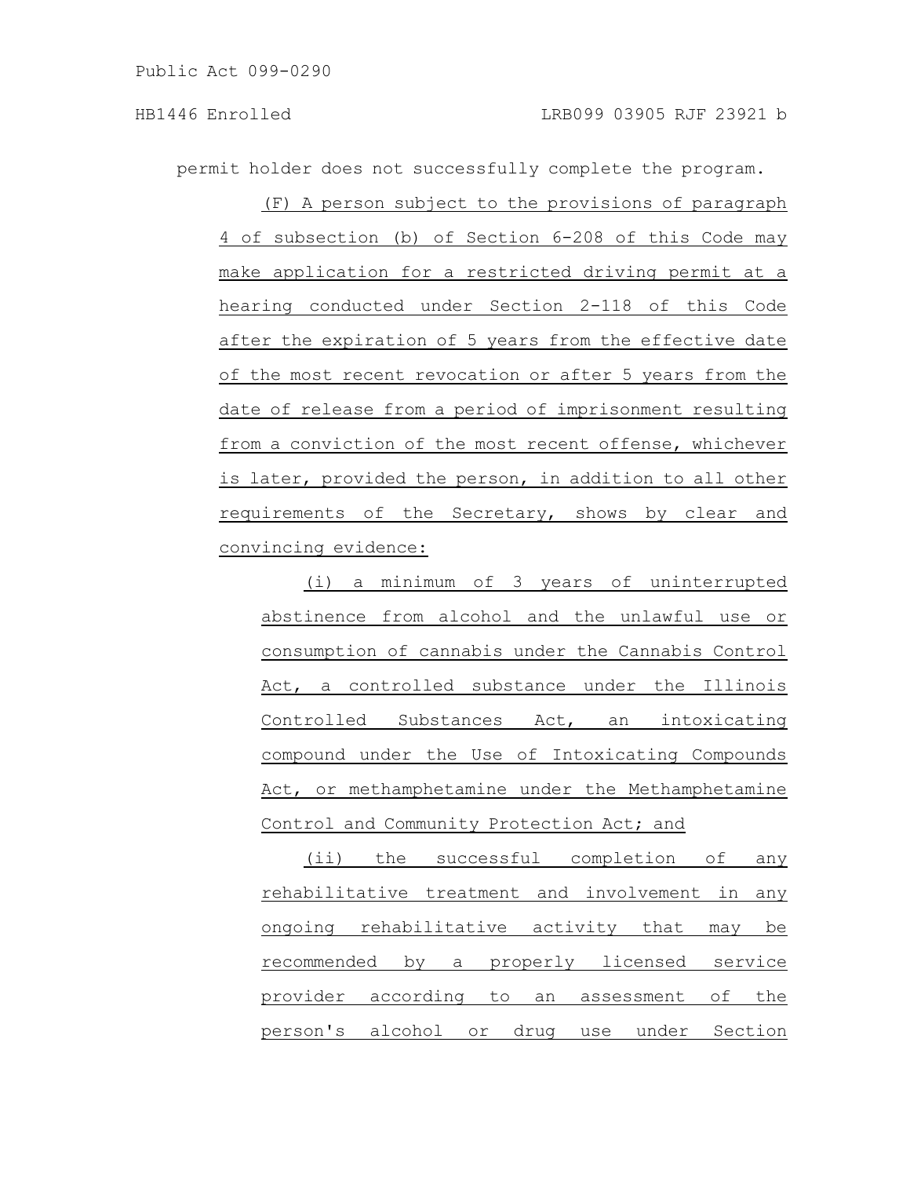permit holder does not successfully complete the program.

(F) A person subject to the provisions of paragraph 4 of subsection (b) of Section 6-208 of this Code may make application for a restricted driving permit at a hearing conducted under Section 2-118 of this Code after the expiration of 5 years from the effective date of the most recent revocation or after 5 years from the date of release from a period of imprisonment resulting from a conviction of the most recent offense, whichever is later, provided the person, in addition to all other requirements of the Secretary, shows by clear and convincing evidence:

(i) a minimum of 3 years of uninterrupted abstinence from alcohol and the unlawful use or consumption of cannabis under the Cannabis Control Act, a controlled substance under the Illinois Controlled Substances Act, an intoxicating compound under the Use of Intoxicating Compounds Act, or methamphetamine under the Methamphetamine Control and Community Protection Act; and

(ii) the successful completion of any rehabilitative treatment and involvement in any ongoing rehabilitative activity that may be recommended by a properly licensed service provider according to an assessment of the person's alcohol or drug use under Section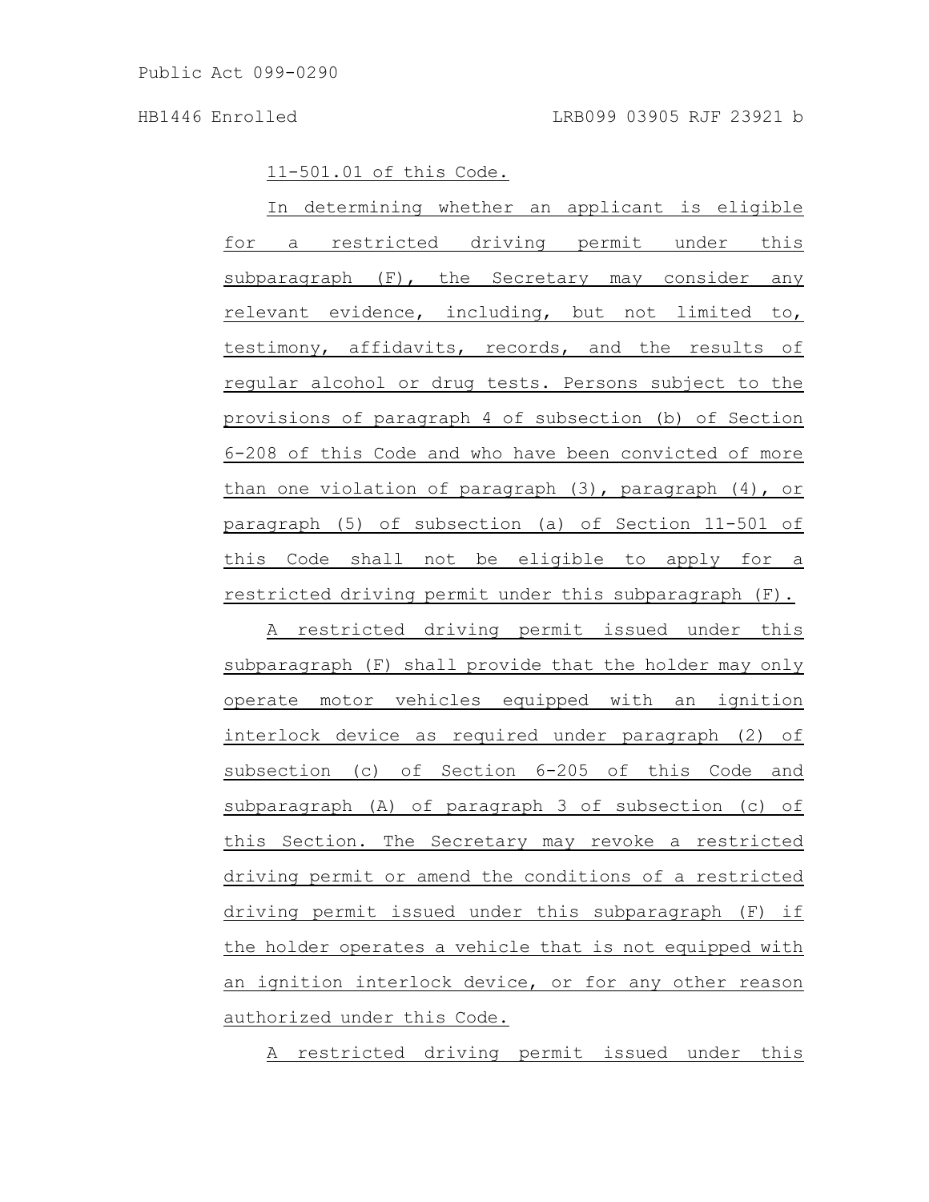11-501.01 of this Code.

In determining whether an applicant is eligible for a restricted driving permit under this subparagraph (F), the Secretary may consider any relevant evidence, including, but not limited to, testimony, affidavits, records, and the results of regular alcohol or drug tests. Persons subject to the provisions of paragraph 4 of subsection (b) of Section 6-208 of this Code and who have been convicted of more than one violation of paragraph (3), paragraph (4), or paragraph (5) of subsection (a) of Section 11-501 of this Code shall not be eligible to apply for a restricted driving permit under this subparagraph (F).

A restricted driving permit issued under this subparagraph (F) shall provide that the holder may only operate motor vehicles equipped with an ignition interlock device as required under paragraph (2) of subsection (c) of Section 6-205 of this Code and subparagraph (A) of paragraph 3 of subsection (c) of this Section. The Secretary may revoke a restricted driving permit or amend the conditions of a restricted driving permit issued under this subparagraph (F) if the holder operates a vehicle that is not equipped with an ignition interlock device, or for any other reason authorized under this Code.

A restricted driving permit issued under this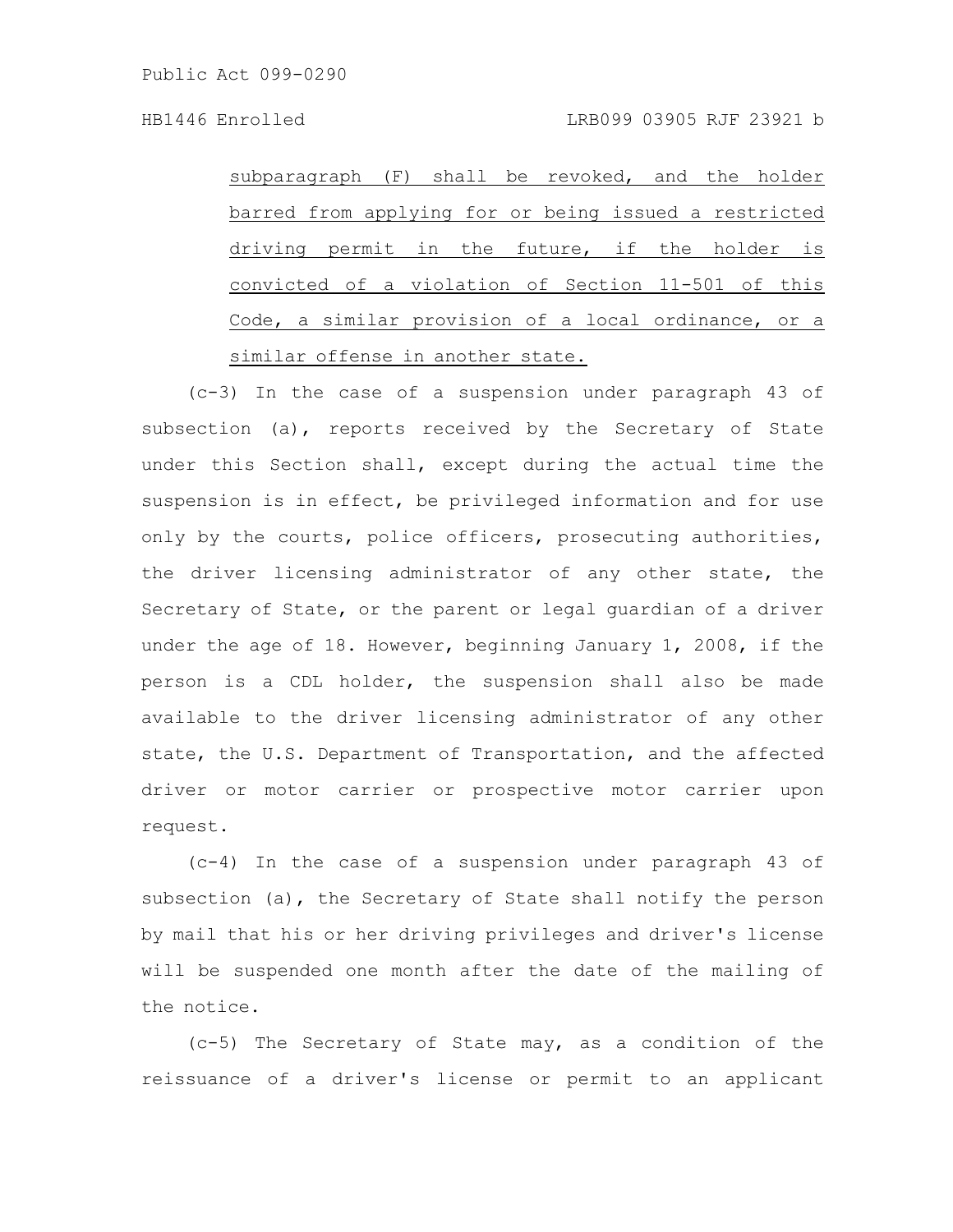subparagraph (F) shall be revoked, and the holder barred from applying for or being issued a restricted driving permit in the future, if the holder is convicted of a violation of Section 11-501 of this Code, a similar provision of a local ordinance, or a similar offense in another state.

(c-3) In the case of a suspension under paragraph 43 of subsection (a), reports received by the Secretary of State under this Section shall, except during the actual time the suspension is in effect, be privileged information and for use only by the courts, police officers, prosecuting authorities, the driver licensing administrator of any other state, the Secretary of State, or the parent or legal guardian of a driver under the age of 18. However, beginning January 1, 2008, if the person is a CDL holder, the suspension shall also be made available to the driver licensing administrator of any other state, the U.S. Department of Transportation, and the affected driver or motor carrier or prospective motor carrier upon request.

(c-4) In the case of a suspension under paragraph 43 of subsection (a), the Secretary of State shall notify the person by mail that his or her driving privileges and driver's license will be suspended one month after the date of the mailing of the notice.

(c-5) The Secretary of State may, as a condition of the reissuance of a driver's license or permit to an applicant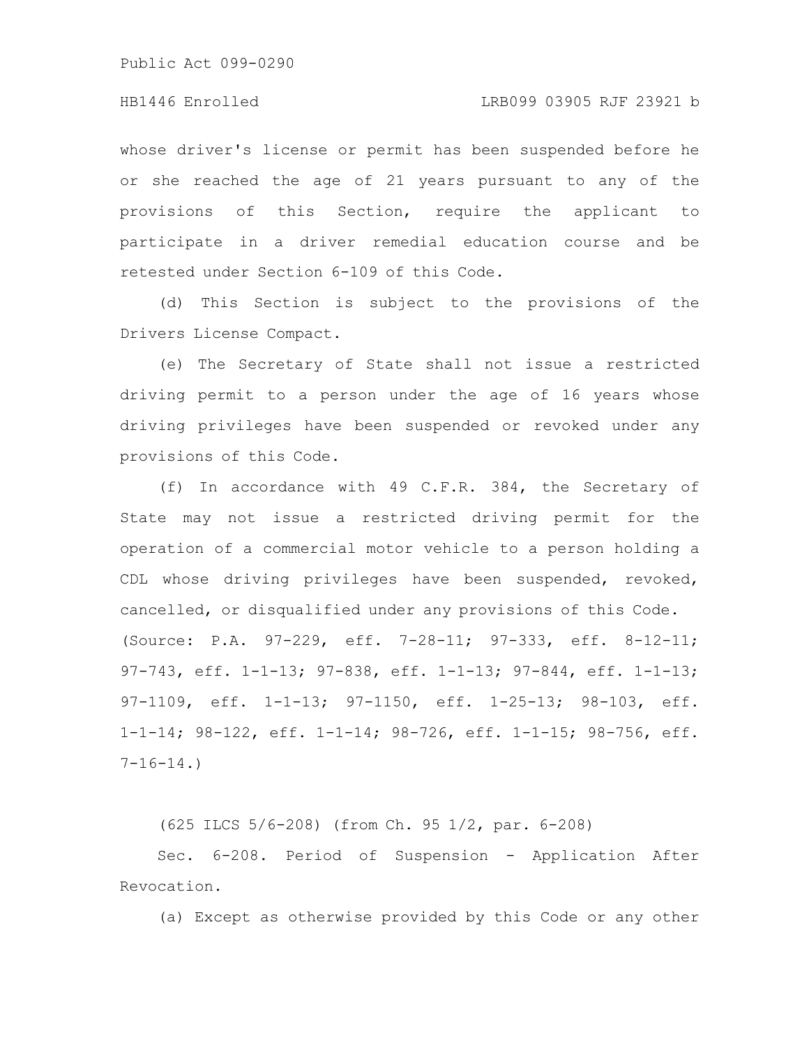whose driver's license or permit has been suspended before he or she reached the age of 21 years pursuant to any of the provisions of this Section, require the applicant to participate in a driver remedial education course and be retested under Section 6-109 of this Code.

(d) This Section is subject to the provisions of the Drivers License Compact.

(e) The Secretary of State shall not issue a restricted driving permit to a person under the age of 16 years whose driving privileges have been suspended or revoked under any provisions of this Code.

(f) In accordance with 49 C.F.R. 384, the Secretary of State may not issue a restricted driving permit for the operation of a commercial motor vehicle to a person holding a CDL whose driving privileges have been suspended, revoked, cancelled, or disqualified under any provisions of this Code.

(Source: P.A. 97-229, eff. 7-28-11; 97-333, eff. 8-12-11; 97-743, eff. 1-1-13; 97-838, eff. 1-1-13; 97-844, eff. 1-1-13; 97-1109, eff. 1-1-13; 97-1150, eff. 1-25-13; 98-103, eff. 1-1-14; 98-122, eff. 1-1-14; 98-726, eff. 1-1-15; 98-756, eff. 7-16-14.)

(625 ILCS 5/6-208) (from Ch. 95 1/2, par. 6-208)

Sec. 6-208. Period of Suspension - Application After Revocation.

(a) Except as otherwise provided by this Code or any other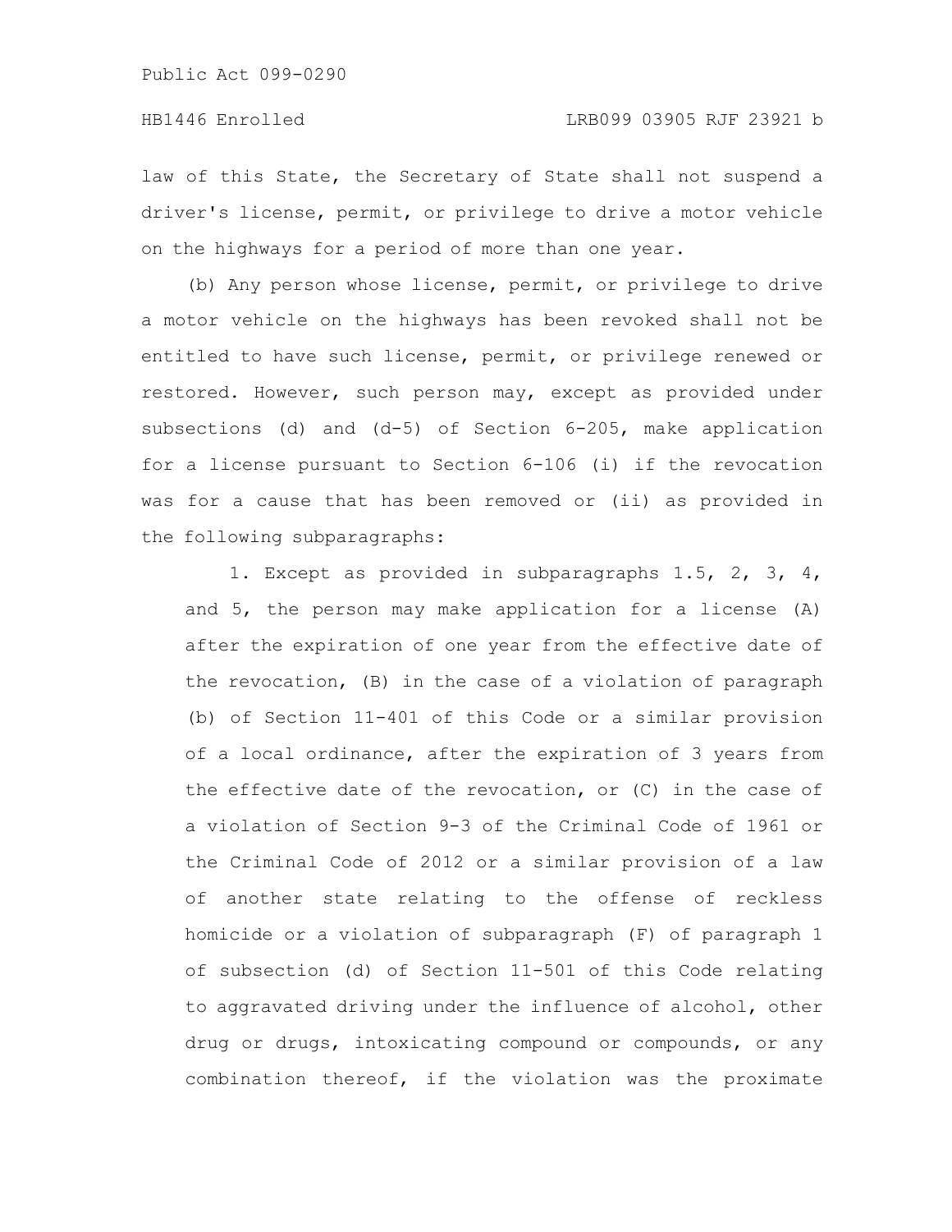law of this State, the Secretary of State shall not suspend a driver's license, permit, or privilege to drive a motor vehicle on the highways for a period of more than one year.

(b) Any person whose license, permit, or privilege to drive a motor vehicle on the highways has been revoked shall not be entitled to have such license, permit, or privilege renewed or restored. However, such person may, except as provided under subsections (d) and (d-5) of Section 6-205, make application for a license pursuant to Section 6-106 (i) if the revocation was for a cause that has been removed or (ii) as provided in the following subparagraphs:

1. Except as provided in subparagraphs 1.5, 2, 3, 4, and 5, the person may make application for a license (A) after the expiration of one year from the effective date of the revocation, (B) in the case of a violation of paragraph (b) of Section 11-401 of this Code or a similar provision of a local ordinance, after the expiration of 3 years from the effective date of the revocation, or (C) in the case of a violation of Section 9-3 of the Criminal Code of 1961 or the Criminal Code of 2012 or a similar provision of a law of another state relating to the offense of reckless homicide or a violation of subparagraph (F) of paragraph 1 of subsection (d) of Section 11-501 of this Code relating to aggravated driving under the influence of alcohol, other drug or drugs, intoxicating compound or compounds, or any combination thereof, if the violation was the proximate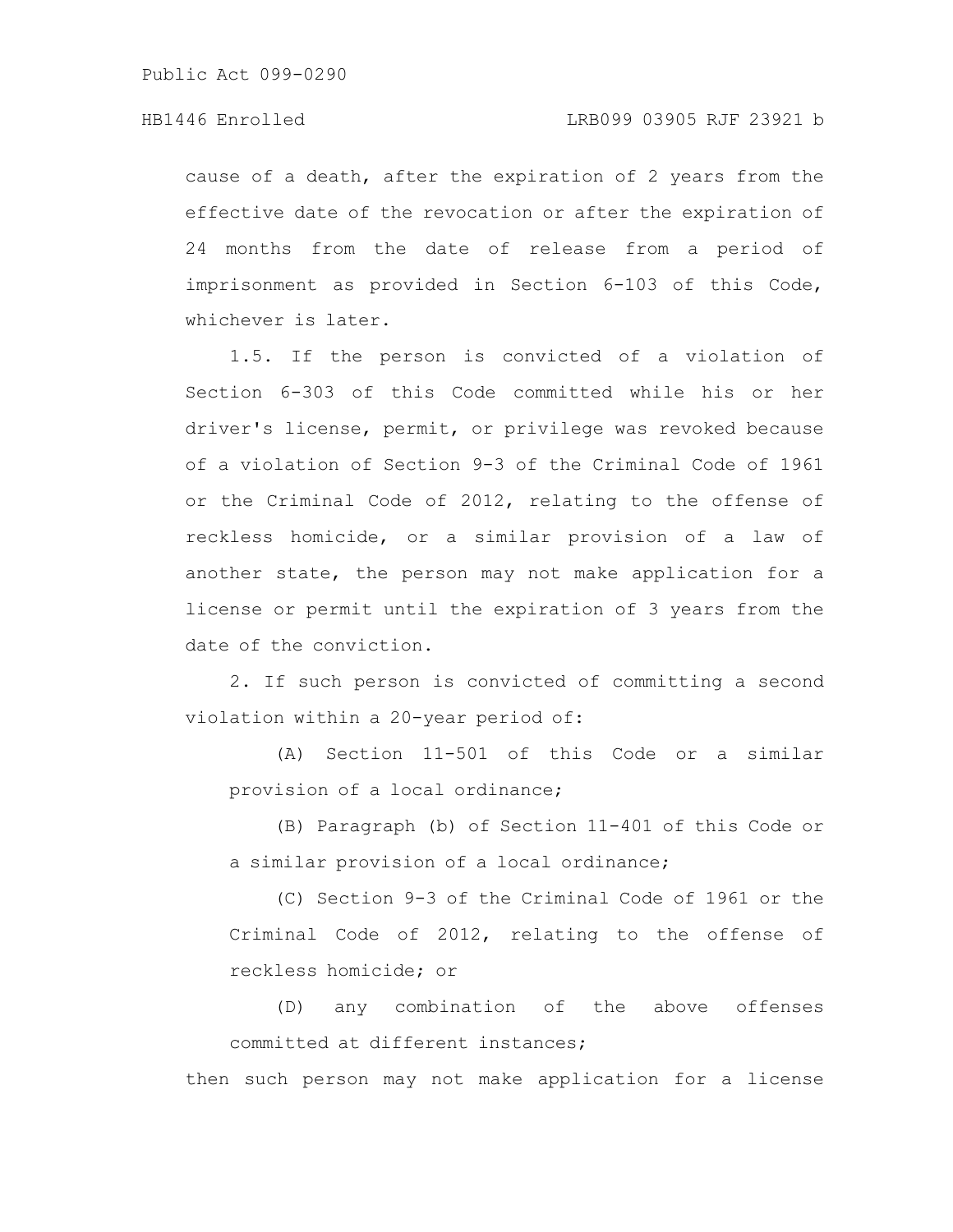cause of a death, after the expiration of 2 years from the effective date of the revocation or after the expiration of 24 months from the date of release from a period of imprisonment as provided in Section 6-103 of this Code, whichever is later.

1.5. If the person is convicted of a violation of Section 6-303 of this Code committed while his or her driver's license, permit, or privilege was revoked because of a violation of Section 9-3 of the Criminal Code of 1961 or the Criminal Code of 2012, relating to the offense of reckless homicide, or a similar provision of a law of another state, the person may not make application for a license or permit until the expiration of 3 years from the date of the conviction.

2. If such person is convicted of committing a second violation within a 20-year period of:

(A) Section 11-501 of this Code or a similar provision of a local ordinance;

(B) Paragraph (b) of Section 11-401 of this Code or a similar provision of a local ordinance;

(C) Section 9-3 of the Criminal Code of 1961 or the Criminal Code of 2012, relating to the offense of reckless homicide; or

(D) any combination of the above offenses committed at different instances;

then such person may not make application for a license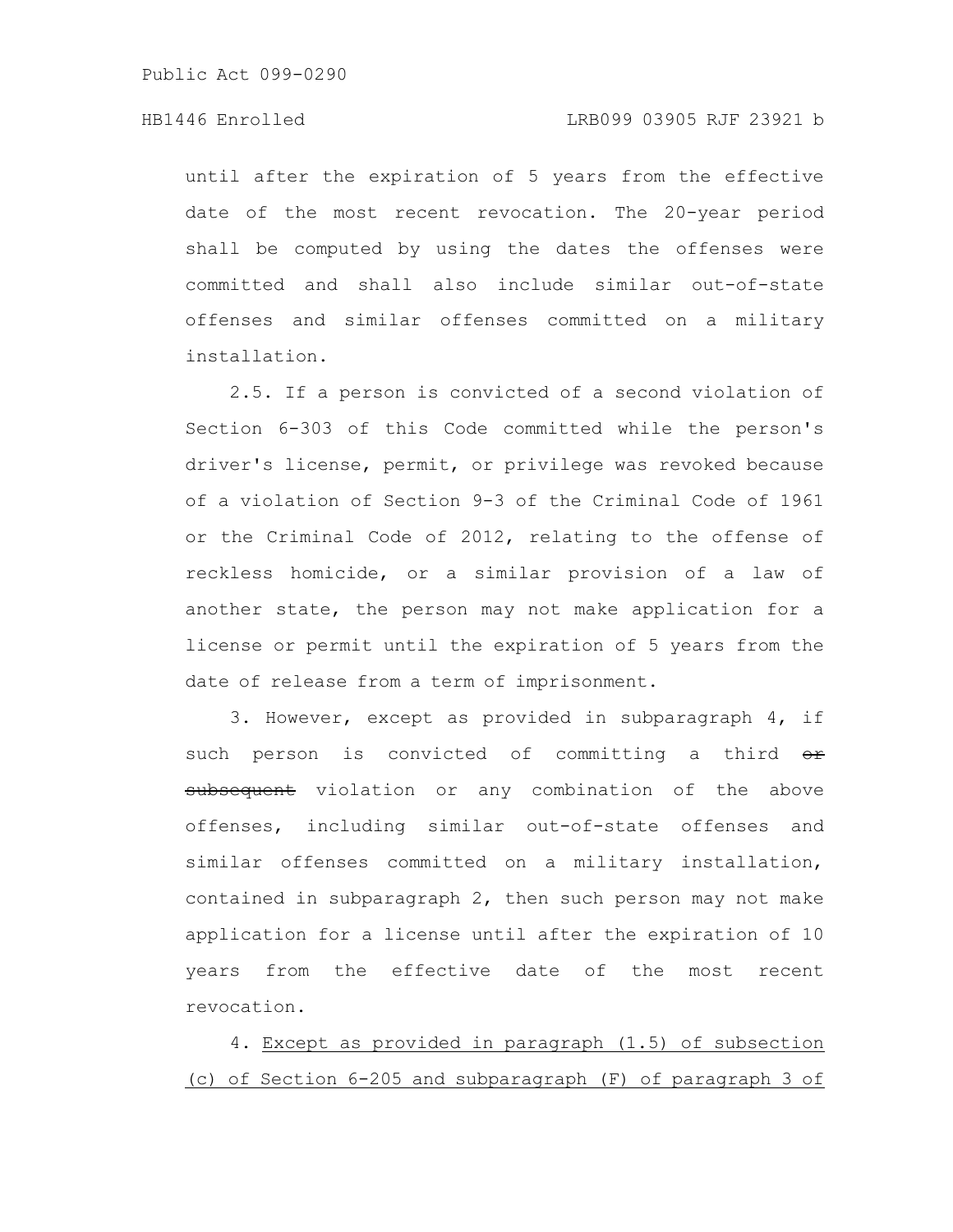until after the expiration of 5 years from the effective date of the most recent revocation. The 20-year period shall be computed by using the dates the offenses were committed and shall also include similar out-of-state offenses and similar offenses committed on a military installation.

2.5. If a person is convicted of a second violation of Section 6-303 of this Code committed while the person's driver's license, permit, or privilege was revoked because of a violation of Section 9-3 of the Criminal Code of 1961 or the Criminal Code of 2012, relating to the offense of reckless homicide, or a similar provision of a law of another state, the person may not make application for a license or permit until the expiration of 5 years from the date of release from a term of imprisonment.

3. However, except as provided in subparagraph 4, if such person is convicted of committing a third ~~or subsequent~~ violation or any combination of the above offenses, including similar out-of-state offenses and similar offenses committed on a military installation, contained in subparagraph 2, then such person may not make application for a license until after the expiration of 10 years from the effective date of the most recent revocation.

4. <u>Except as provided in paragraph (1.5) of subsection (c) of Section 6-205 and subparagraph (F) of paragraph 3 of</u>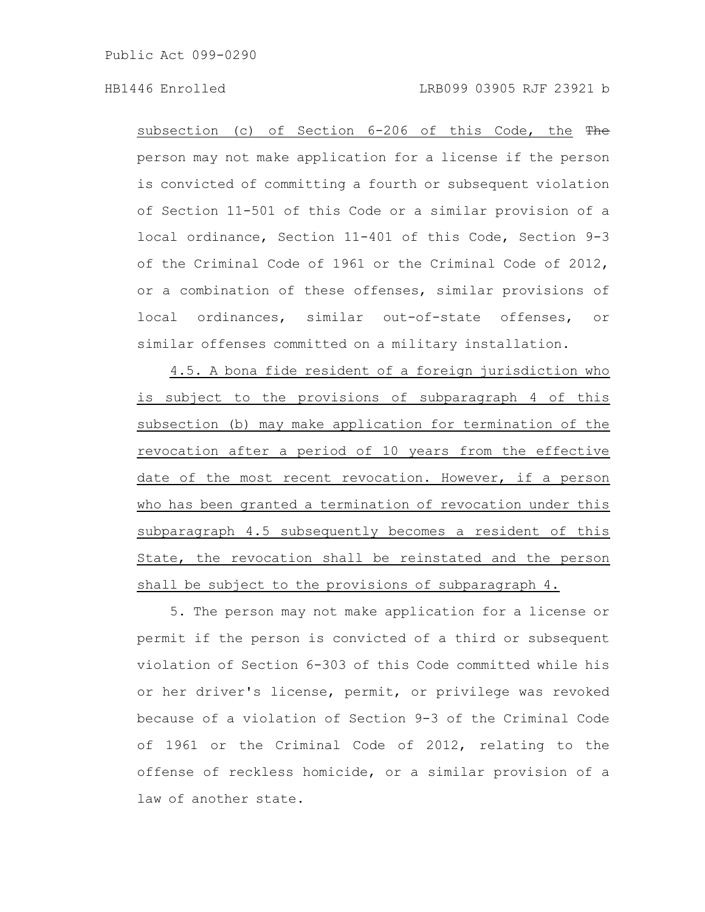subsection (c) of Section 6-206 of this Code, the ~~The~~ person may not make application for a license if the person is convicted of committing a fourth or subsequent violation of Section 11-501 of this Code or a similar provision of a local ordinance, Section 11-401 of this Code, Section 9-3 of the Criminal Code of 1961 or the Criminal Code of 2012, or a combination of these offenses, similar provisions of local ordinances, similar out-of-state offenses, or similar offenses committed on a military installation.

4.5. A bona fide resident of a foreign jurisdiction who is subject to the provisions of subparagraph 4 of this subsection (b) may make application for termination of the revocation after a period of 10 years from the effective date of the most recent revocation. However, if a person who has been granted a termination of revocation under this subparagraph 4.5 subsequently becomes a resident of this State, the revocation shall be reinstated and the person shall be subject to the provisions of subparagraph 4.

5. The person may not make application for a license or permit if the person is convicted of a third or subsequent violation of Section 6-303 of this Code committed while his or her driver's license, permit, or privilege was revoked because of a violation of Section 9-3 of the Criminal Code of 1961 or the Criminal Code of 2012, relating to the offense of reckless homicide, or a similar provision of a law of another state.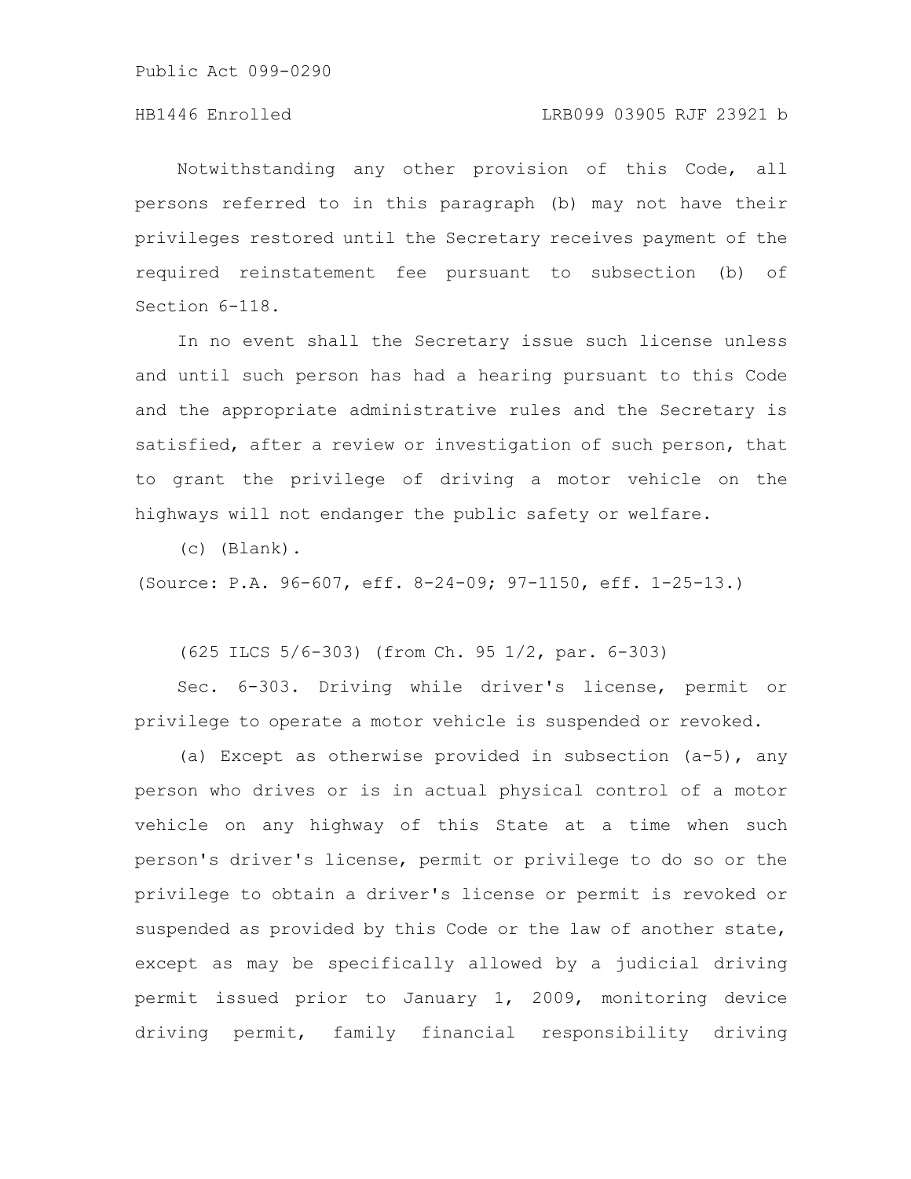Notwithstanding any other provision of this Code, all persons referred to in this paragraph (b) may not have their privileges restored until the Secretary receives payment of the required reinstatement fee pursuant to subsection (b) of Section 6-118.

In no event shall the Secretary issue such license unless and until such person has had a hearing pursuant to this Code and the appropriate administrative rules and the Secretary is satisfied, after a review or investigation of such person, that to grant the privilege of driving a motor vehicle on the highways will not endanger the public safety or welfare.

(c) (Blank).

(Source: P.A. 96-607, eff. 8-24-09; 97-1150, eff. 1-25-13.)

(625 ILCS 5/6-303) (from Ch. 95 1/2, par. 6-303)

Sec. 6-303. Driving while driver's license, permit or privilege to operate a motor vehicle is suspended or revoked.

(a) Except as otherwise provided in subsection (a-5), any person who drives or is in actual physical control of a motor vehicle on any highway of this State at a time when such person's driver's license, permit or privilege to do so or the privilege to obtain a driver's license or permit is revoked or suspended as provided by this Code or the law of another state, except as may be specifically allowed by a judicial driving permit issued prior to January 1, 2009, monitoring device driving permit, family financial responsibility driving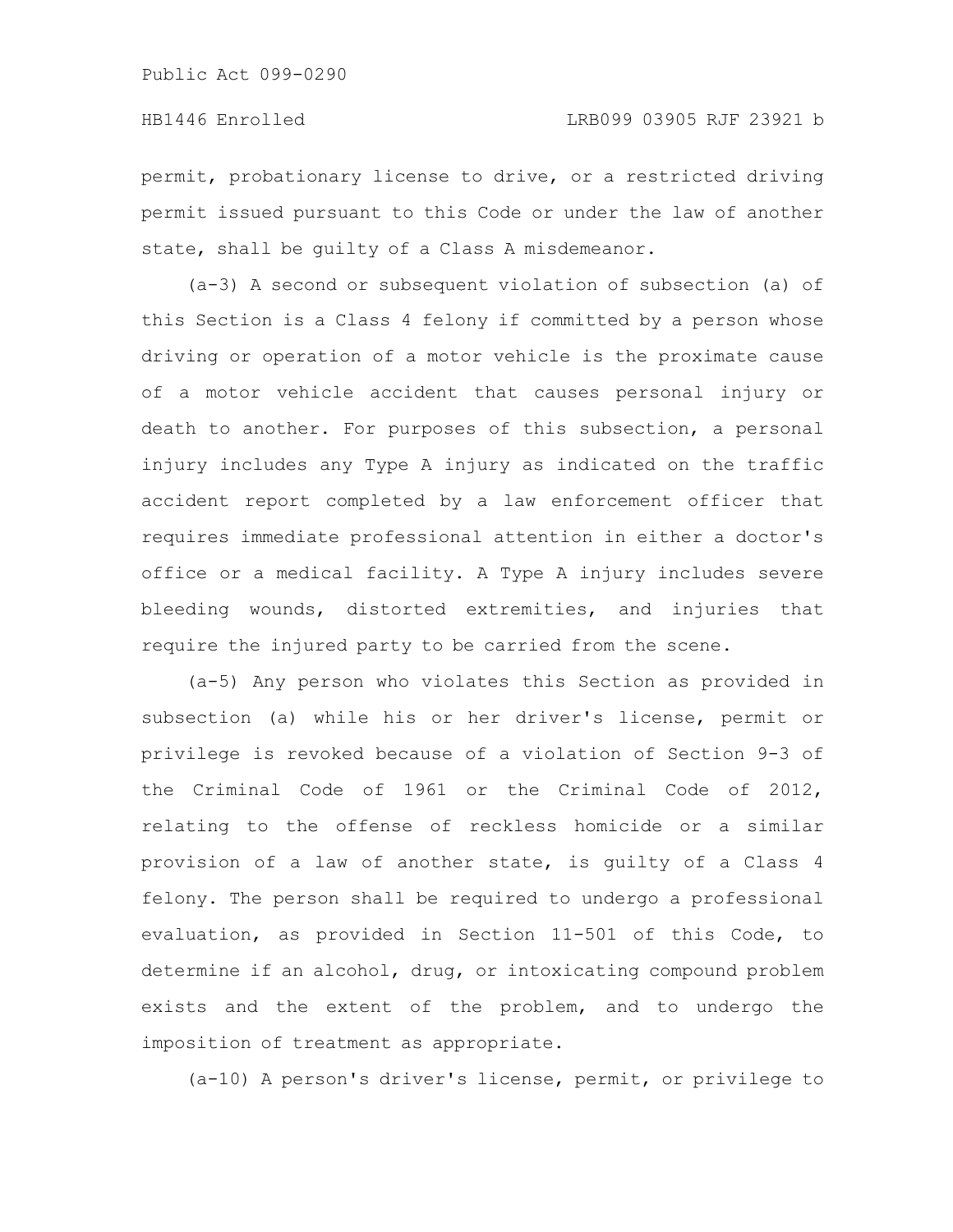permit, probationary license to drive, or a restricted driving permit issued pursuant to this Code or under the law of another state, shall be guilty of a Class A misdemeanor.

(a-3) A second or subsequent violation of subsection (a) of this Section is a Class 4 felony if committed by a person whose driving or operation of a motor vehicle is the proximate cause of a motor vehicle accident that causes personal injury or death to another. For purposes of this subsection, a personal injury includes any Type A injury as indicated on the traffic accident report completed by a law enforcement officer that requires immediate professional attention in either a doctor's office or a medical facility. A Type A injury includes severe bleeding wounds, distorted extremities, and injuries that require the injured party to be carried from the scene.

(a-5) Any person who violates this Section as provided in subsection (a) while his or her driver's license, permit or privilege is revoked because of a violation of Section 9-3 of the Criminal Code of 1961 or the Criminal Code of 2012, relating to the offense of reckless homicide or a similar provision of a law of another state, is guilty of a Class 4 felony. The person shall be required to undergo a professional evaluation, as provided in Section 11-501 of this Code, to determine if an alcohol, drug, or intoxicating compound problem exists and the extent of the problem, and to undergo the imposition of treatment as appropriate.

(a-10) A person's driver's license, permit, or privilege to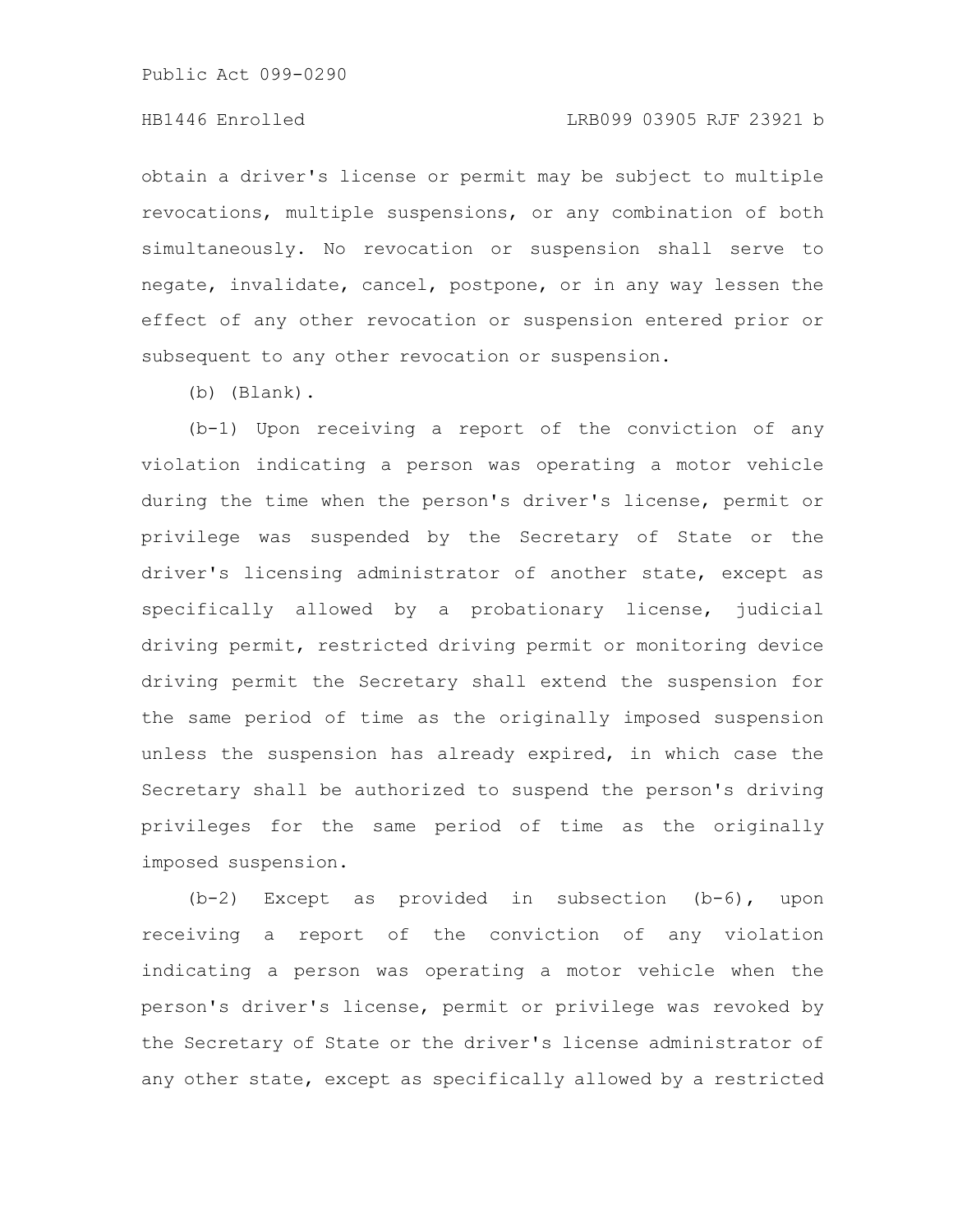obtain a driver's license or permit may be subject to multiple revocations, multiple suspensions, or any combination of both simultaneously. No revocation or suspension shall serve to negate, invalidate, cancel, postpone, or in any way lessen the effect of any other revocation or suspension entered prior or subsequent to any other revocation or suspension.

(b) (Blank).

(b-1) Upon receiving a report of the conviction of any violation indicating a person was operating a motor vehicle during the time when the person's driver's license, permit or privilege was suspended by the Secretary of State or the driver's licensing administrator of another state, except as specifically allowed by a probationary license, judicial driving permit, restricted driving permit or monitoring device driving permit the Secretary shall extend the suspension for the same period of time as the originally imposed suspension unless the suspension has already expired, in which case the Secretary shall be authorized to suspend the person's driving privileges for the same period of time as the originally imposed suspension.

(b-2) Except as provided in subsection (b-6), upon receiving a report of the conviction of any violation indicating a person was operating a motor vehicle when the person's driver's license, permit or privilege was revoked by the Secretary of State or the driver's license administrator of any other state, except as specifically allowed by a restricted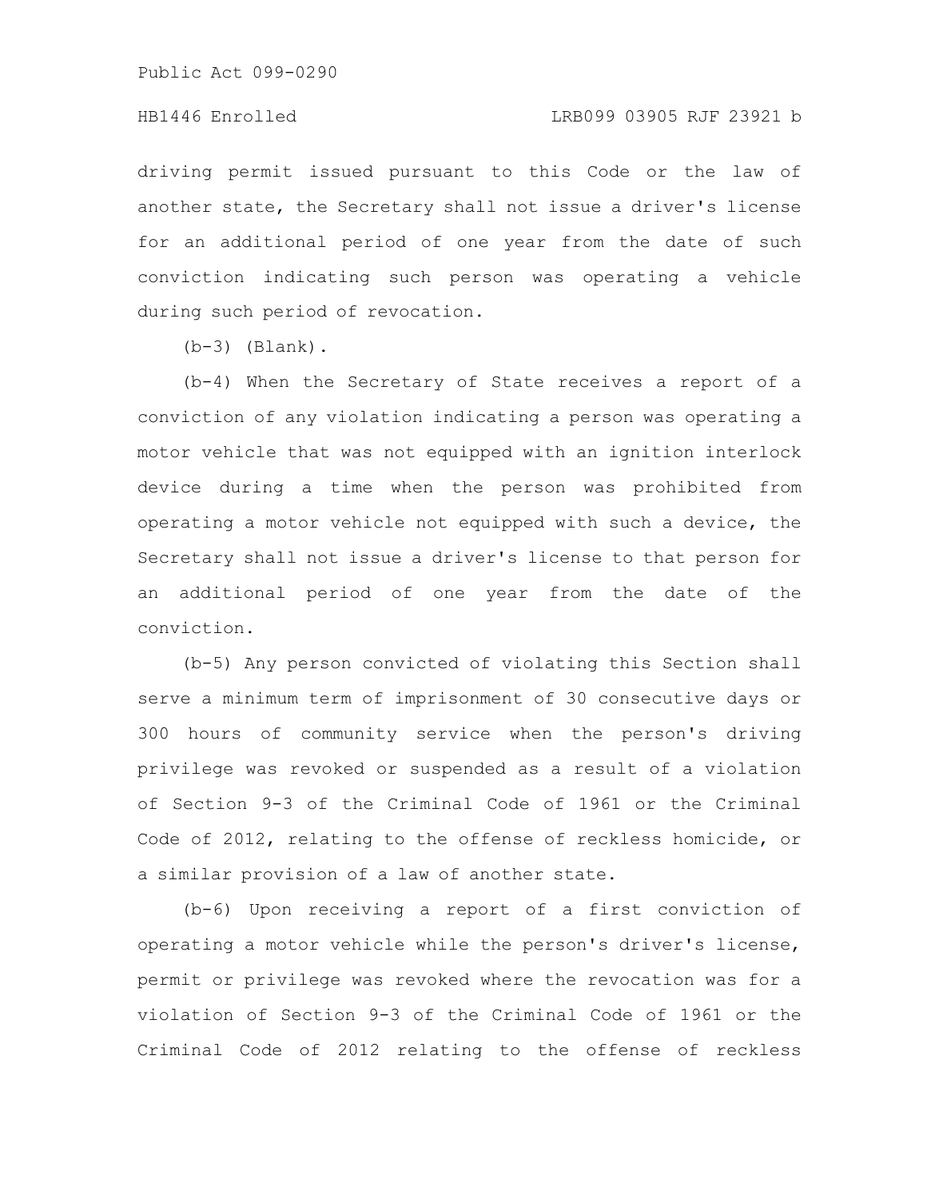driving permit issued pursuant to this Code or the law of another state, the Secretary shall not issue a driver's license for an additional period of one year from the date of such conviction indicating such person was operating a vehicle during such period of revocation.

(b-3) (Blank).

(b-4) When the Secretary of State receives a report of a conviction of any violation indicating a person was operating a motor vehicle that was not equipped with an ignition interlock device during a time when the person was prohibited from operating a motor vehicle not equipped with such a device, the Secretary shall not issue a driver's license to that person for an additional period of one year from the date of the conviction.

(b-5) Any person convicted of violating this Section shall serve a minimum term of imprisonment of 30 consecutive days or 300 hours of community service when the person's driving privilege was revoked or suspended as a result of a violation of Section 9-3 of the Criminal Code of 1961 or the Criminal Code of 2012, relating to the offense of reckless homicide, or a similar provision of a law of another state.

(b-6) Upon receiving a report of a first conviction of operating a motor vehicle while the person's driver's license, permit or privilege was revoked where the revocation was for a violation of Section 9-3 of the Criminal Code of 1961 or the Criminal Code of 2012 relating to the offense of reckless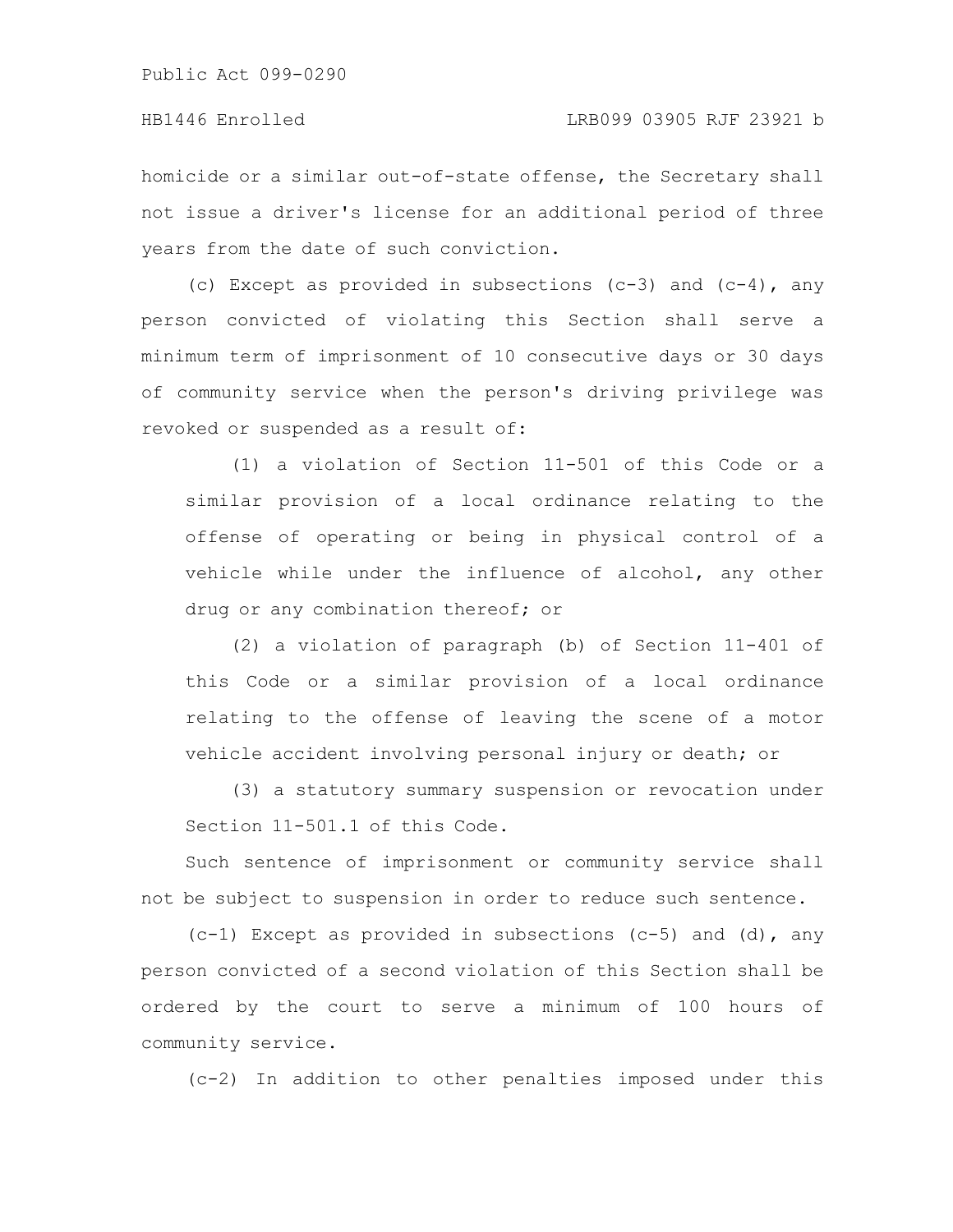homicide or a similar out-of-state offense, the Secretary shall not issue a driver's license for an additional period of three years from the date of such conviction.

(c) Except as provided in subsections (c-3) and (c-4), any person convicted of violating this Section shall serve a minimum term of imprisonment of 10 consecutive days or 30 days of community service when the person's driving privilege was revoked or suspended as a result of:

(1) a violation of Section 11-501 of this Code or a similar provision of a local ordinance relating to the offense of operating or being in physical control of a vehicle while under the influence of alcohol, any other drug or any combination thereof; or

(2) a violation of paragraph (b) of Section 11-401 of this Code or a similar provision of a local ordinance relating to the offense of leaving the scene of a motor vehicle accident involving personal injury or death; or

(3) a statutory summary suspension or revocation under Section 11-501.1 of this Code.

Such sentence of imprisonment or community service shall not be subject to suspension in order to reduce such sentence.

(c-1) Except as provided in subsections (c-5) and (d), any person convicted of a second violation of this Section shall be ordered by the court to serve a minimum of 100 hours of community service.

(c-2) In addition to other penalties imposed under this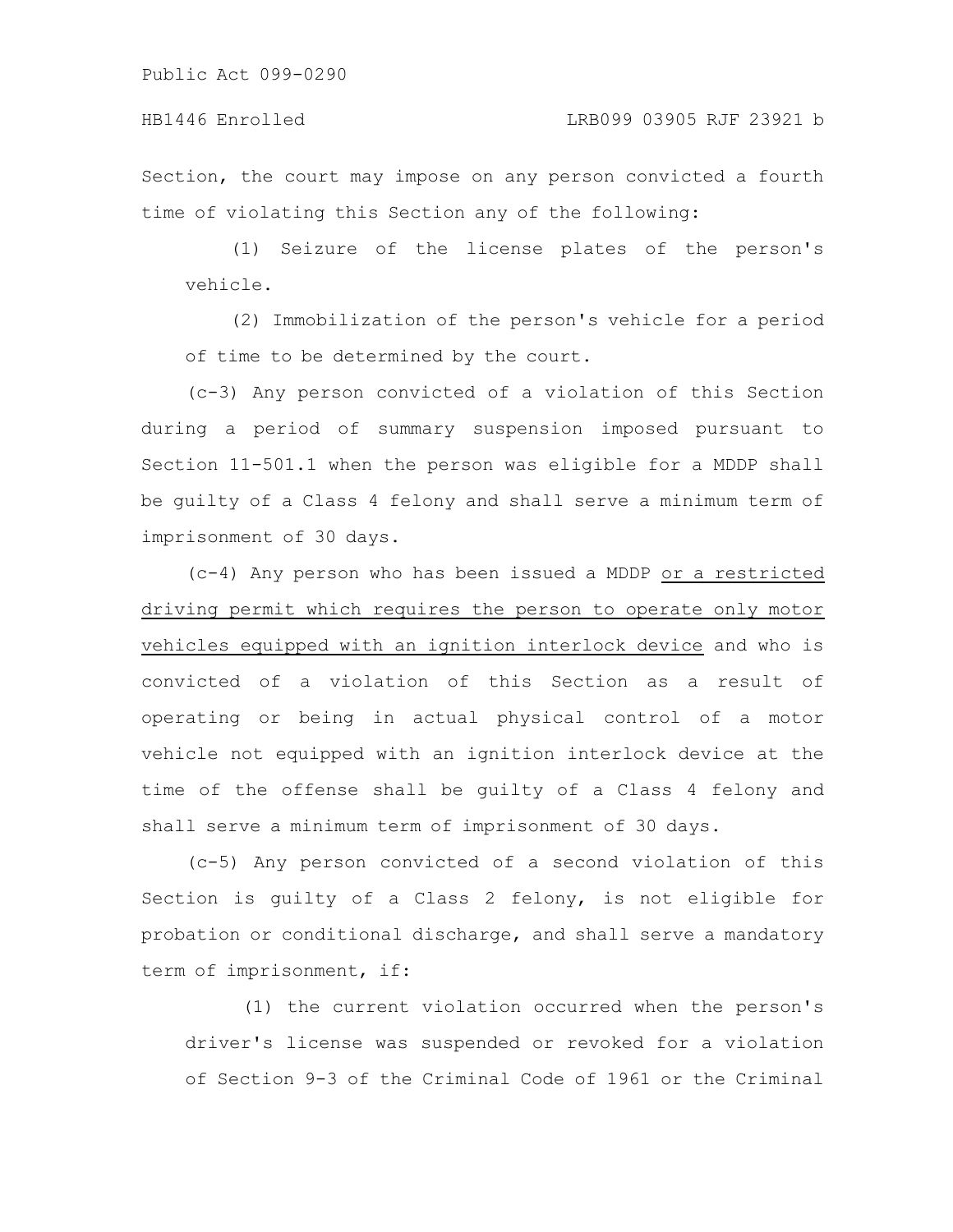Section, the court may impose on any person convicted a fourth time of violating this Section any of the following:

(1) Seizure of the license plates of the person's vehicle.

(2) Immobilization of the person's vehicle for a period of time to be determined by the court.

(c-3) Any person convicted of a violation of this Section during a period of summary suspension imposed pursuant to Section 11-501.1 when the person was eligible for a MDDP shall be guilty of a Class 4 felony and shall serve a minimum term of imprisonment of 30 days.

(c-4) Any person who has been issued a MDDP <u>or a restricted driving permit which requires the person to operate only motor vehicles equipped with an ignition interlock device</u> and who is convicted of a violation of this Section as a result of operating or being in actual physical control of a motor vehicle not equipped with an ignition interlock device at the time of the offense shall be guilty of a Class 4 felony and shall serve a minimum term of imprisonment of 30 days.

(c-5) Any person convicted of a second violation of this Section is guilty of a Class 2 felony, is not eligible for probation or conditional discharge, and shall serve a mandatory term of imprisonment, if:

(1) the current violation occurred when the person's driver's license was suspended or revoked for a violation of Section 9-3 of the Criminal Code of 1961 or the Criminal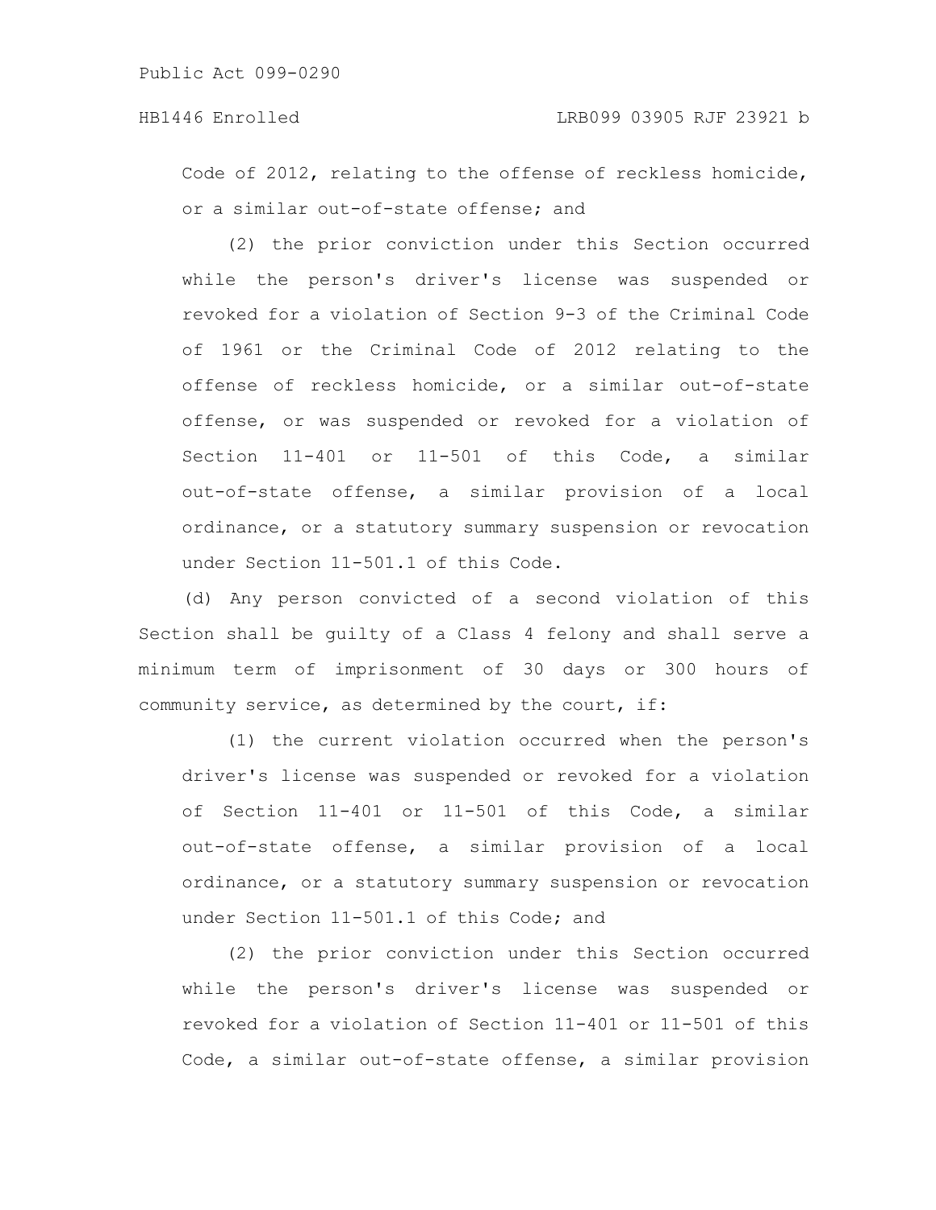Code of 2012, relating to the offense of reckless homicide, or a similar out-of-state offense; and

(2) the prior conviction under this Section occurred while the person's driver's license was suspended or revoked for a violation of Section 9-3 of the Criminal Code of 1961 or the Criminal Code of 2012 relating to the offense of reckless homicide, or a similar out-of-state offense, or was suspended or revoked for a violation of Section 11-401 or 11-501 of this Code, a similar out-of-state offense, a similar provision of a local ordinance, or a statutory summary suspension or revocation under Section 11-501.1 of this Code.

(d) Any person convicted of a second violation of this Section shall be guilty of a Class 4 felony and shall serve a minimum term of imprisonment of 30 days or 300 hours of community service, as determined by the court, if:

(1) the current violation occurred when the person's driver's license was suspended or revoked for a violation of Section 11-401 or 11-501 of this Code, a similar out-of-state offense, a similar provision of a local ordinance, or a statutory summary suspension or revocation under Section 11-501.1 of this Code; and

(2) the prior conviction under this Section occurred while the person's driver's license was suspended or revoked for a violation of Section 11-401 or 11-501 of this Code, a similar out-of-state offense, a similar provision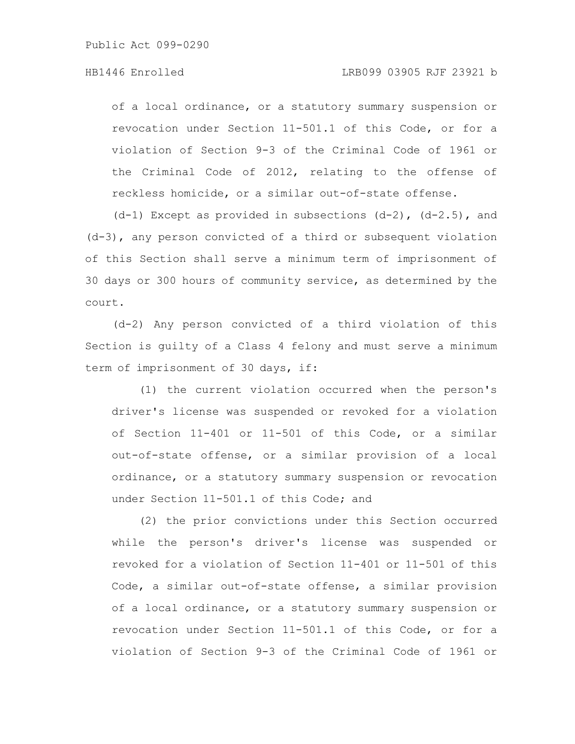of a local ordinance, or a statutory summary suspension or revocation under Section 11-501.1 of this Code, or for a violation of Section 9-3 of the Criminal Code of 1961 or the Criminal Code of 2012, relating to the offense of reckless homicide, or a similar out-of-state offense.

(d-1) Except as provided in subsections (d-2), (d-2.5), and (d-3), any person convicted of a third or subsequent violation of this Section shall serve a minimum term of imprisonment of 30 days or 300 hours of community service, as determined by the court.

(d-2) Any person convicted of a third violation of this Section is guilty of a Class 4 felony and must serve a minimum term of imprisonment of 30 days, if:

(1) the current violation occurred when the person's driver's license was suspended or revoked for a violation of Section 11-401 or 11-501 of this Code, or a similar out-of-state offense, or a similar provision of a local ordinance, or a statutory summary suspension or revocation under Section 11-501.1 of this Code; and

(2) the prior convictions under this Section occurred while the person's driver's license was suspended or revoked for a violation of Section 11-401 or 11-501 of this Code, a similar out-of-state offense, a similar provision of a local ordinance, or a statutory summary suspension or revocation under Section 11-501.1 of this Code, or for a violation of Section 9-3 of the Criminal Code of 1961 or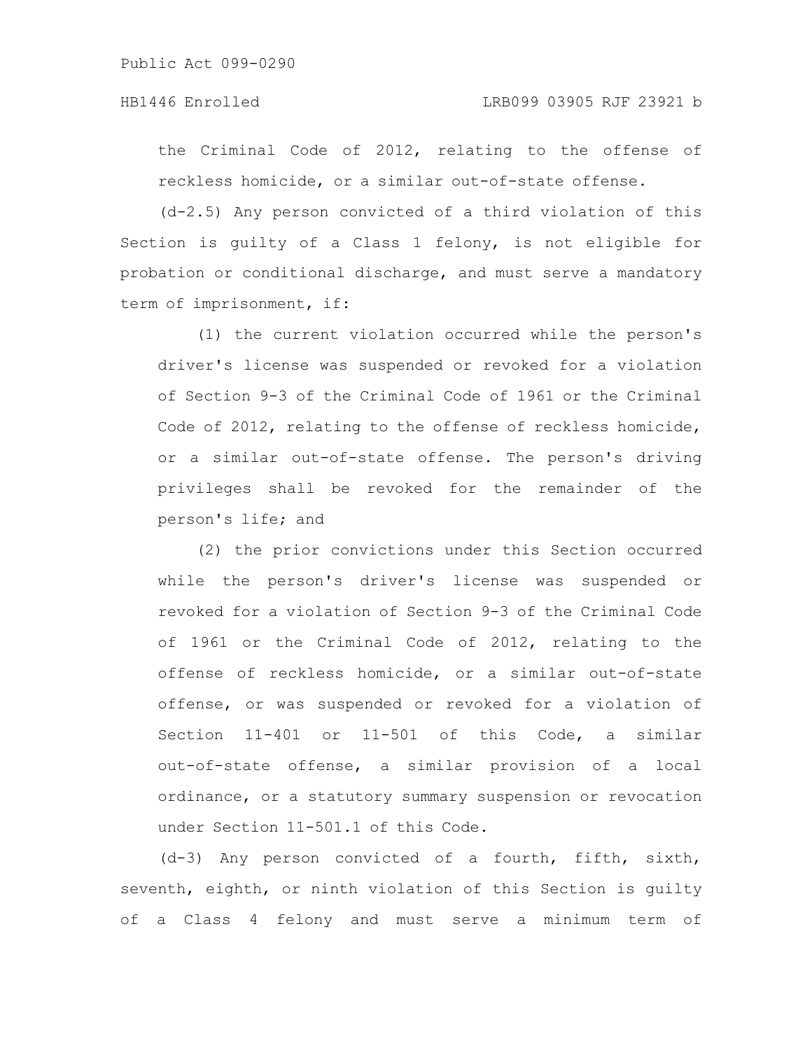the Criminal Code of 2012, relating to the offense of reckless homicide, or a similar out-of-state offense.

(d-2.5) Any person convicted of a third violation of this Section is guilty of a Class 1 felony, is not eligible for probation or conditional discharge, and must serve a mandatory term of imprisonment, if:

(1) the current violation occurred while the person's driver's license was suspended or revoked for a violation of Section 9-3 of the Criminal Code of 1961 or the Criminal Code of 2012, relating to the offense of reckless homicide, or a similar out-of-state offense. The person's driving privileges shall be revoked for the remainder of the person's life; and

(2) the prior convictions under this Section occurred while the person's driver's license was suspended or revoked for a violation of Section 9-3 of the Criminal Code of 1961 or the Criminal Code of 2012, relating to the offense of reckless homicide, or a similar out-of-state offense, or was suspended or revoked for a violation of Section 11-401 or 11-501 of this Code, a similar out-of-state offense, a similar provision of a local ordinance, or a statutory summary suspension or revocation under Section 11-501.1 of this Code.

(d-3) Any person convicted of a fourth, fifth, sixth, seventh, eighth, or ninth violation of this Section is guilty of a Class 4 felony and must serve a minimum term of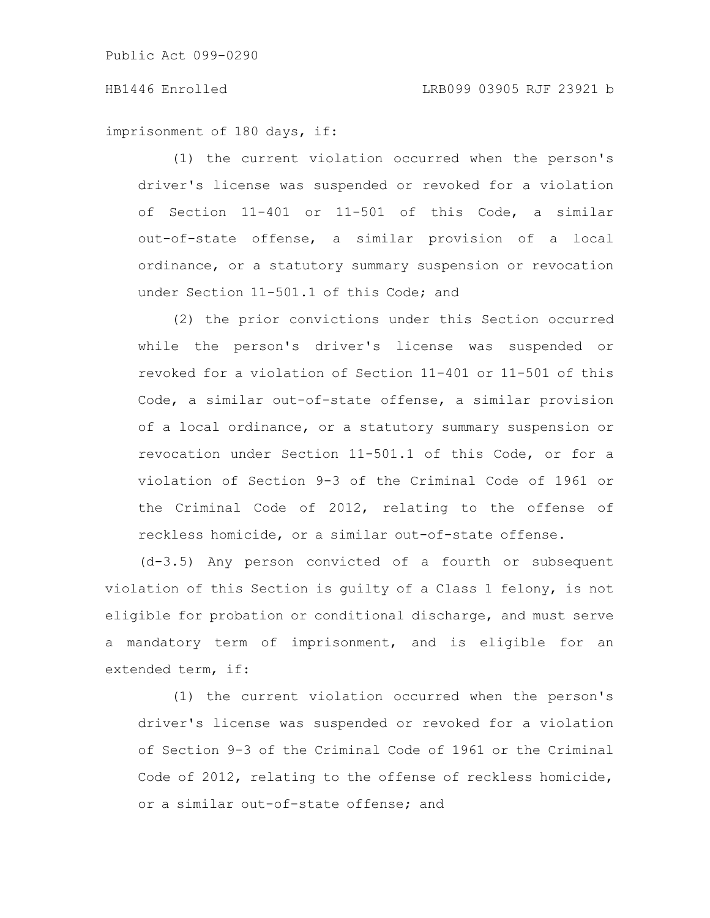imprisonment of 180 days, if:

(1) the current violation occurred when the person's driver's license was suspended or revoked for a violation of Section 11-401 or 11-501 of this Code, a similar out-of-state offense, a similar provision of a local ordinance, or a statutory summary suspension or revocation under Section 11-501.1 of this Code; and

(2) the prior convictions under this Section occurred while the person's driver's license was suspended or revoked for a violation of Section 11-401 or 11-501 of this Code, a similar out-of-state offense, a similar provision of a local ordinance, or a statutory summary suspension or revocation under Section 11-501.1 of this Code, or for a violation of Section 9-3 of the Criminal Code of 1961 or the Criminal Code of 2012, relating to the offense of reckless homicide, or a similar out-of-state offense.

(d-3.5) Any person convicted of a fourth or subsequent violation of this Section is guilty of a Class 1 felony, is not eligible for probation or conditional discharge, and must serve a mandatory term of imprisonment, and is eligible for an extended term, if:

(1) the current violation occurred when the person's driver's license was suspended or revoked for a violation of Section 9-3 of the Criminal Code of 1961 or the Criminal Code of 2012, relating to the offense of reckless homicide, or a similar out-of-state offense; and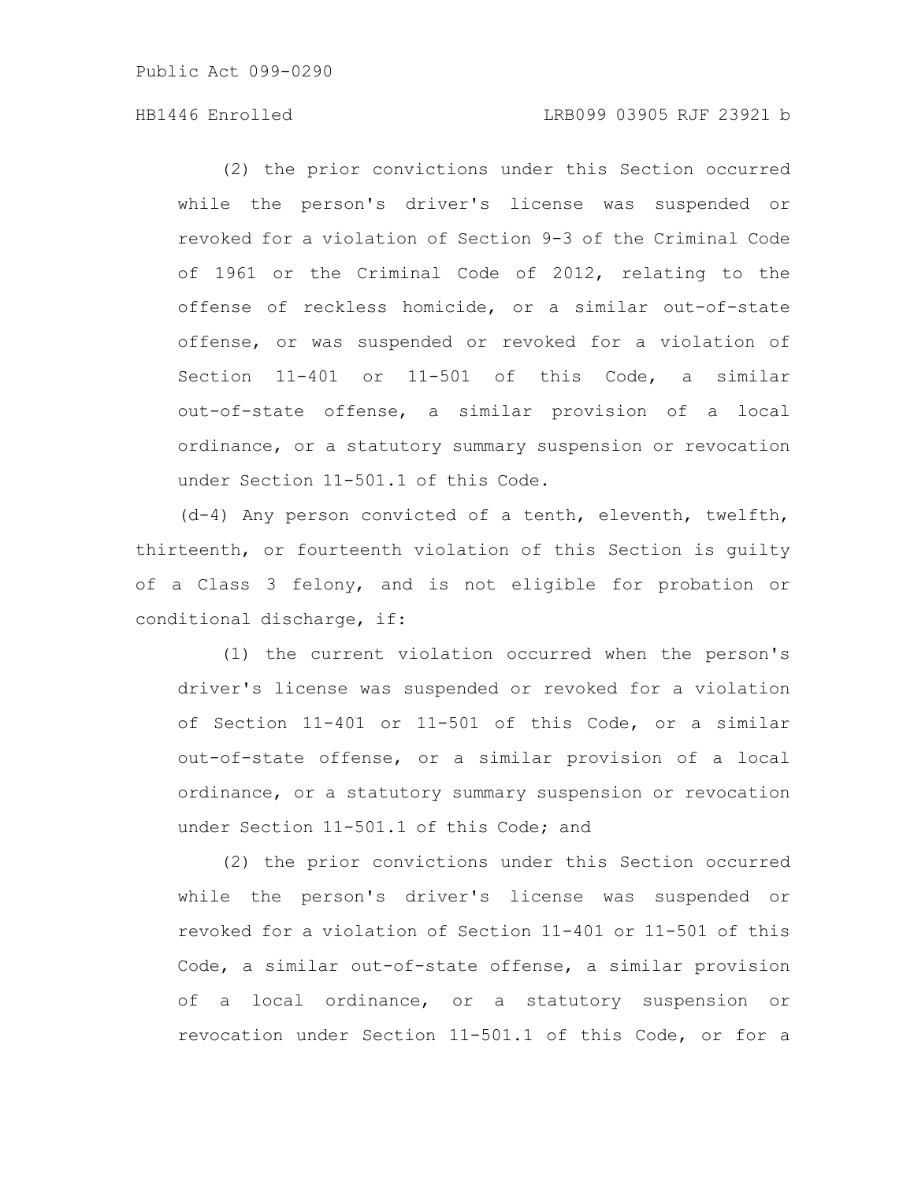(2) the prior convictions under this Section occurred while the person's driver's license was suspended or revoked for a violation of Section 9-3 of the Criminal Code of 1961 or the Criminal Code of 2012, relating to the offense of reckless homicide, or a similar out-of-state offense, or was suspended or revoked for a violation of Section 11-401 or 11-501 of this Code, a similar out-of-state offense, a similar provision of a local ordinance, or a statutory summary suspension or revocation under Section 11-501.1 of this Code.

(d-4) Any person convicted of a tenth, eleventh, twelfth, thirteenth, or fourteenth violation of this Section is guilty of a Class 3 felony, and is not eligible for probation or conditional discharge, if:

(1) the current violation occurred when the person's driver's license was suspended or revoked for a violation of Section 11-401 or 11-501 of this Code, or a similar out-of-state offense, or a similar provision of a local ordinance, or a statutory summary suspension or revocation under Section 11-501.1 of this Code; and

(2) the prior convictions under this Section occurred while the person's driver's license was suspended or revoked for a violation of Section 11-401 or 11-501 of this Code, a similar out-of-state offense, a similar provision of a local ordinance, or a statutory suspension or revocation under Section 11-501.1 of this Code, or for a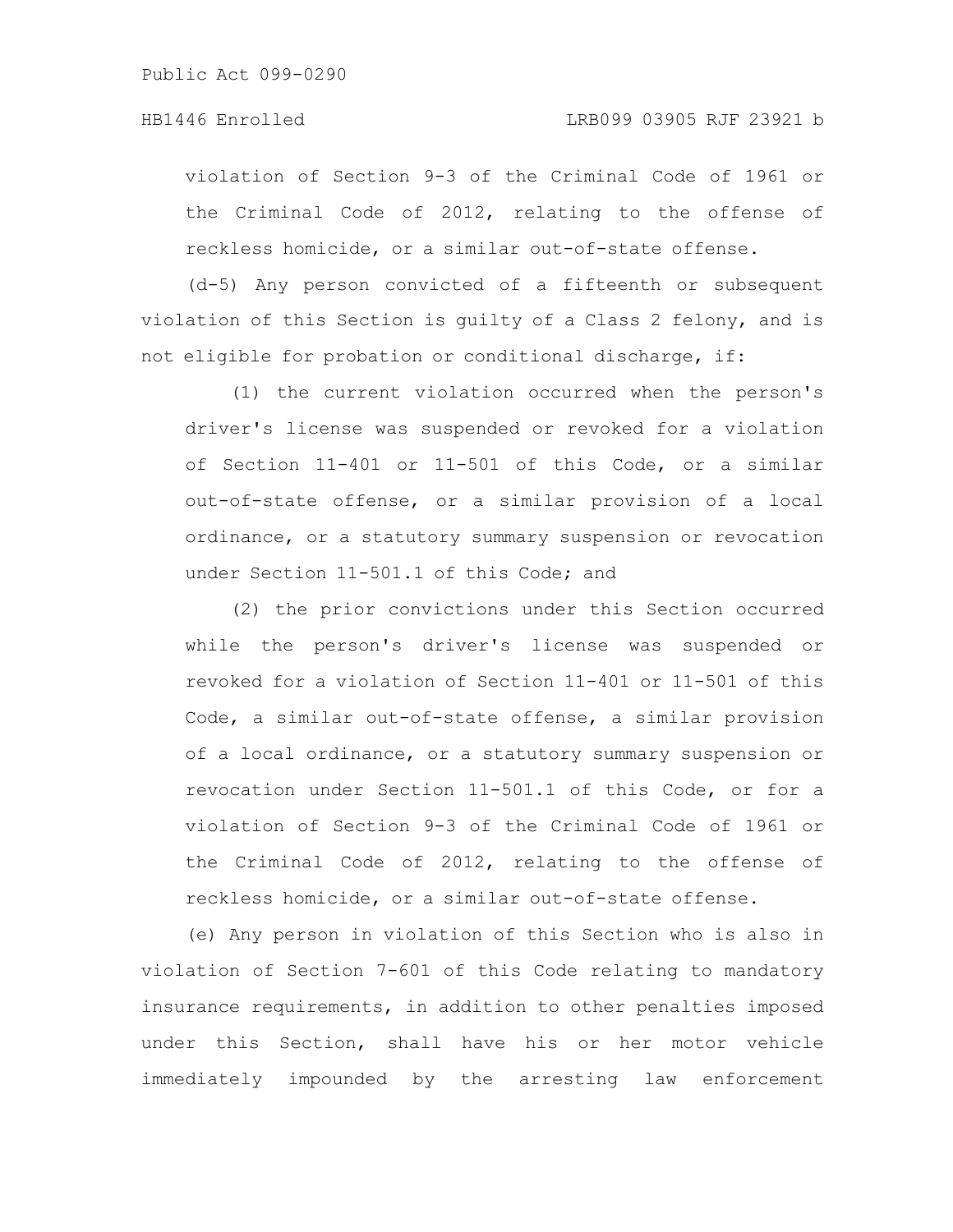violation of Section 9-3 of the Criminal Code of 1961 or the Criminal Code of 2012, relating to the offense of reckless homicide, or a similar out-of-state offense.

(d-5) Any person convicted of a fifteenth or subsequent violation of this Section is guilty of a Class 2 felony, and is not eligible for probation or conditional discharge, if:

(1) the current violation occurred when the person's driver's license was suspended or revoked for a violation of Section 11-401 or 11-501 of this Code, or a similar out-of-state offense, or a similar provision of a local ordinance, or a statutory summary suspension or revocation under Section 11-501.1 of this Code; and

(2) the prior convictions under this Section occurred while the person's driver's license was suspended or revoked for a violation of Section 11-401 or 11-501 of this Code, a similar out-of-state offense, a similar provision of a local ordinance, or a statutory summary suspension or revocation under Section 11-501.1 of this Code, or for a violation of Section 9-3 of the Criminal Code of 1961 or the Criminal Code of 2012, relating to the offense of reckless homicide, or a similar out-of-state offense.

(e) Any person in violation of this Section who is also in violation of Section 7-601 of this Code relating to mandatory insurance requirements, in addition to other penalties imposed under this Section, shall have his or her motor vehicle immediately impounded by the arresting law enforcement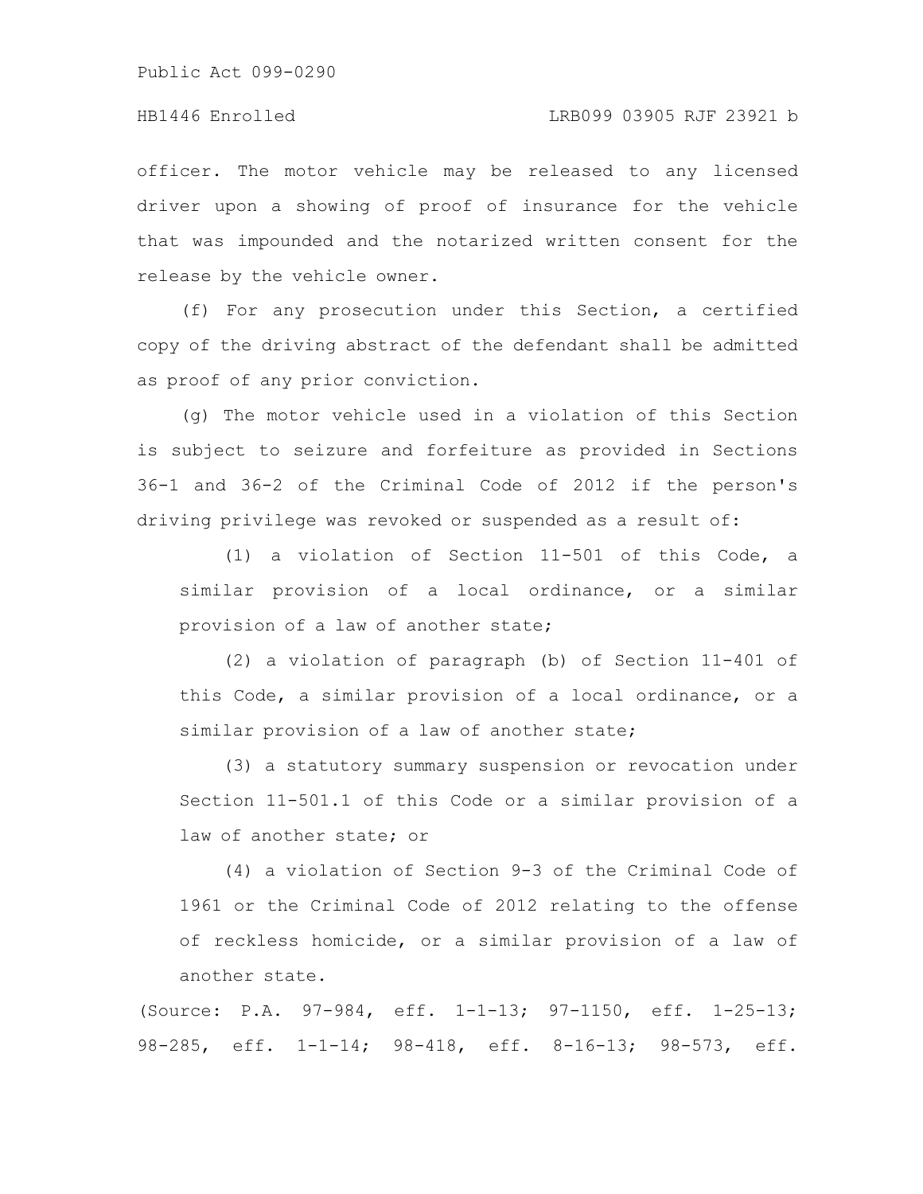officer. The motor vehicle may be released to any licensed driver upon a showing of proof of insurance for the vehicle that was impounded and the notarized written consent for the release by the vehicle owner.

(f) For any prosecution under this Section, a certified copy of the driving abstract of the defendant shall be admitted as proof of any prior conviction.

(g) The motor vehicle used in a violation of this Section is subject to seizure and forfeiture as provided in Sections 36-1 and 36-2 of the Criminal Code of 2012 if the person's driving privilege was revoked or suspended as a result of:

(1) a violation of Section 11-501 of this Code, a similar provision of a local ordinance, or a similar provision of a law of another state;

(2) a violation of paragraph (b) of Section 11-401 of this Code, a similar provision of a local ordinance, or a similar provision of a law of another state;

(3) a statutory summary suspension or revocation under Section 11-501.1 of this Code or a similar provision of a law of another state; or

(4) a violation of Section 9-3 of the Criminal Code of 1961 or the Criminal Code of 2012 relating to the offense of reckless homicide, or a similar provision of a law of another state.

(Source: P.A. 97-984, eff. 1-1-13; 97-1150, eff. 1-25-13; 98-285, eff. 1-1-14; 98-418, eff. 8-16-13; 98-573, eff.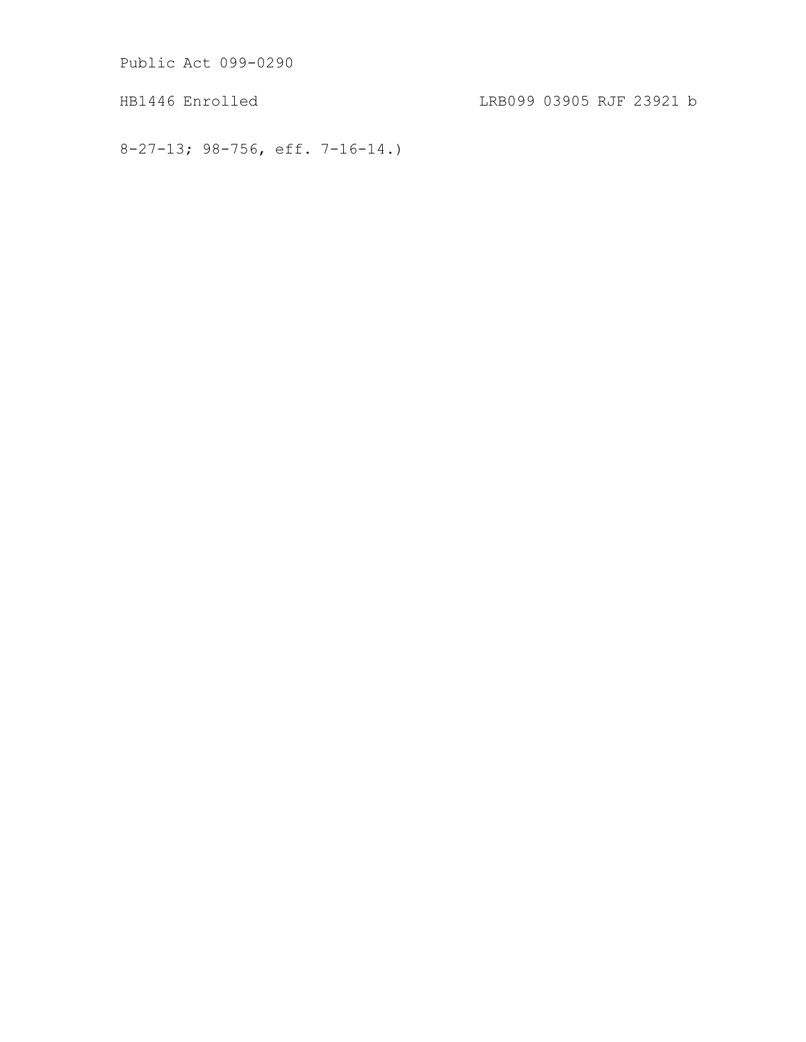8-27-13; 98-756, eff. 7-16-14.)